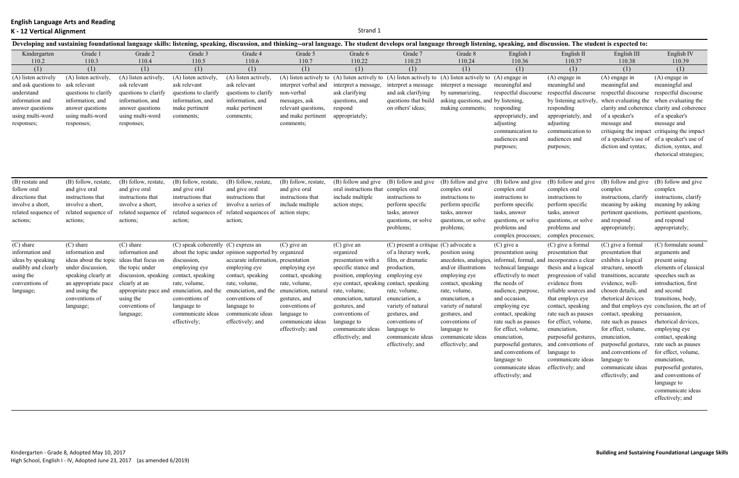# English Language Arts and Reading
## K - 12 Vertical Alignment

Strand 1

**Developing and sustaining foundational language skills: listening, speaking, discussion, and thinking--oral language. The student develops oral language through listening, speaking, and discussion. The student is expected to:**

| Kindergarten 110.2 | Grade 1 110.3 | Grade 2 110.4 | Grade 3 110.5 | Grade 4 110.6 | Grade 5 110.7 | Grade 6 110.22 | Grade 7 110.23 | Grade 8 110.24 | English I 110.36 | English II 110.37 | English III 110.38 | English IV 110.39 |
|---|---|---|---|---|---|---|---|---|---|---|---|---|
| (1) | (1) | (1) | (1) | (1) | (1) | (1) | (1) | (1) | (1) | (1) | (1) | (1) |
| (A) listen actively and ask questions to understand information and answer questions using multi-word responses; | (A) listen actively, ask relevant questions to clarify information, and answer questions using multi-word responses; | (A) listen actively, ask relevant questions to clarify information, and answer questions using multi-word responses; | (A) listen actively, ask relevant questions to clarify information, and make pertinent comments; | (A) listen actively, ask relevant questions to clarify information, and make pertinent comments; | (A) listen actively to interpret verbal and non-verbal messages, ask relevant questions, and make pertinent comments; | (A) listen actively to interpret a message, ask clarifying questions, and respond appropriately; | (A) listen actively to interpret a message and ask clarifying questions that build on others' ideas; | (A) listen actively to interpret a message by summarizing, asking questions, and making comments; | (A) engage in meaningful and respectful discourse by listening, responding appropriately, and adjusting communication to audiences and purposes; | (A) engage in meaningful and respectful discourse by listening actively, responding appropriately, and adjusting communication to audiences and purposes; | (A) engage in meaningful and respectful discourse when evaluating the clarity and coherence of a speaker's message and critiquing the impact of a speaker's use of diction and syntax; | (A) engage in meaningful and respectful discourse when evaluating the clarity and coherence of a speaker's message and critiquing the impact of a speaker's use of diction, syntax, and rhetorical strategies; |
| (B) restate and follow oral directions that involve a short, related sequence of actions; | (B) follow, restate, and give oral instructions that involve a short, related sequence of actions; | (B) follow, restate, and give oral instructions that involve a short, related sequence of actions; | (B) follow, restate, and give oral instructions that involve a series of related sequences of action; | (B) follow, restate, and give oral instructions that involve a series of related sequences of action; | (B) follow, restate, and give oral instructions that include multiple action steps; | (B) follow and give oral instructions that include multiple action steps; | (B) follow and give complex oral instructions to perform specific tasks, answer questions, or solve problems; | (B) follow and give complex oral instructions to perform specific tasks, answer questions, or solve problems; | (B) follow and give complex oral instructions to perform specific tasks, answer questions, or solve problems and complex processes; | (B) follow and give complex oral instructions to perform specific tasks, answer questions, or solve problems and complex processes; | (B) follow and give complex instructions, clarify meaning by asking pertinent questions, and respond appropriately; | (B) follow and give complex instructions, clarify meaning by asking pertinent questions, and respond appropriately; |
| (C) share information and ideas by speaking audibly and clearly using the conventions of language; | (C) share information and ideas about the topic under discussion, speaking clearly at an appropriate pace and using the conventions of language; | (C) share information and ideas that focus on the topic under discussion, speaking clearly at an appropriate pace and using the conventions of language; | (C) speak coherently about the topic under discussion, employing eye contact, speaking rate, volume, enunciation, and the conventions of language to communicate ideas effectively; | (C) express an opinion supported by accurate information, employing eye contact, speaking rate, volume, enunciation, and the conventions of language to communicate ideas effectively; and | (C) give an organized presentation employing eye contact, speaking rate, volume, enunciation, natural gestures, and conventions of language to communicate ideas effectively; and | (C) give an organized presentation with a specific stance and position, employing eye contact, speaking rate, volume, enunciation, natural gestures, and conventions of language to communicate ideas effectively; and | (C) present a critique of a literary work, film, or dramatic production, employing eye contact, speaking rate, volume, enunciation, a variety of natural gestures, and conventions of language to communicate ideas effectively; and | (C) advocate a position using anecdotes, analogies, and/or illustrations employing eye contact, speaking rate, volume, enunciation, a variety of natural gestures, and conventions of language to communicate ideas effectively; and | (C) give a presentation using informal, formal, and technical language effectively to meet the needs of audience, purpose, and occasion, employing eye contact, speaking rate such as pauses for effect, volume, enunciation, purposeful gestures, and conventions of language to communicate ideas effectively; and | (C) give a formal presentation that incorporates a clear thesis and a logical progression of valid evidence from reliable sources and that employs eye contact, speaking rate such as pauses for effect, volume, enunciation, purposeful gestures, and conventions of language to communicate ideas effectively; and | (C) give a formal presentation that exhibits a logical structure, smooth transitions, accurate evidence, well-chosen details, and rhetorical devices and that employs eye contact, speaking rate such as pauses for effect, volume, enunciation, purposeful gestures, and conventions of language to communicate ideas effectively; and | (C) formulate sound arguments and present using elements of classical speeches such as introduction, first and second transitions, body, conclusion, the art of persuasion, rhetorical devices, employing eye contact, speaking rate such as pauses for effect, volume, enunciation, purposeful gestures, and conventions of language to communicate ideas effectively; and |

Kindergarten - Grade 8, Adopted May 10, 2017
High School, English I - IV, Adopted June 23, 2017 (as amended 6/2019)

**Building and Sustaining Foundational Language Skills**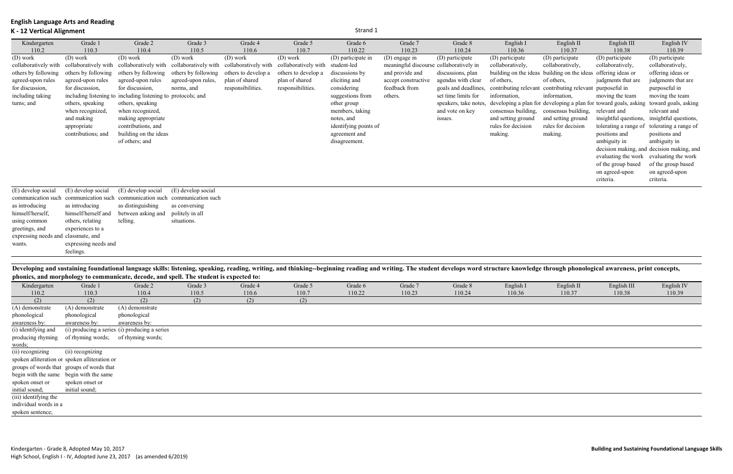**English Language Arts and Reading**
**K - 12 Vertical Alignment**

Strand 1

| Kindergarten 110.2 | Grade 1 110.3 | Grade 2 110.4 | Grade 3 110.5 | Grade 4 110.6 | Grade 5 110.7 | Grade 6 110.22 | Grade 7 110.23 | Grade 8 110.24 | English I 110.36 | English II 110.37 | English III 110.38 | English IV 110.39 |
|---|---|---|---|---|---|---|---|---|---|---|---|---|
| (D) work collaboratively with others by following agreed-upon rules for discussion, including taking turns; and | (D) work collaboratively with others by following agreed-upon rules for discussion, including listening to others, speaking when recognized, and making appropriate contributions; and | (D) work collaboratively with others by following agreed-upon rules for discussion, including listening to others, speaking when recognized, making appropriate contributions, and building on the ideas of others; and | (D) work collaboratively with others by following agreed-upon rules, norms, and protocols; and | (D) work collaboratively with others to develop a plan of shared responsibilities. | (D) work collaboratively with others to develop a plan of shared responsibilities. | (D) participate in student-led discussions by eliciting and considering suggestions from other group members, taking notes, and identifying points of agreement and disagreement. | (D) engage in meaningful discourse and provide and accept constructive feedback from others. | (D) participate collaboratively in discussions, plan agendas with clear goals and deadlines, set time limits for speakers, take notes, and vote on key issues. | (D) participate collaboratively, building on the ideas of others, contributing relevant information, developing a plan for consensus building, and setting ground rules for decision making. | (D) participate collaboratively, building on the ideas of others, contributing relevant information, developing a plan for consensus building, and setting ground rules for decision making. | (D) participate collaboratively, offering ideas or judgments that are purposeful in moving the team toward goals, asking relevant and insightful questions, tolerating a range of positions and ambiguity in decision making, and evaluating the work of the group based on agreed-upon criteria. | (D) participate collaboratively, offering ideas or judgments that are purposeful in moving the team toward goals, asking relevant and insightful questions, tolerating a range of positions and ambiguity in decision making, and evaluating the work of the group based on agreed-upon criteria. |
| (E) develop social communication such as introducing himself/herself, using common greetings, and expressing needs and wants. | (E) develop social communication such as introducing himself/herself and others, relating experiences to a classmate, and expressing needs and feelings. | (E) develop social communication such as distinguishing between asking and telling. | (E) develop social communication such as conversing politely in all situations. | | | | | | | | | |

**Developing and sustaining foundational language skills: listening, speaking, reading, writing, and thinking--beginning reading and writing. The student develops word structure knowledge through phonological awareness, print concepts, phonics, and morphology to communicate, decode, and spell. The student is expected to:**

| Kindergarten 110.2 | Grade 1 110.3 | Grade 2 110.4 | Grade 3 110.5 | Grade 4 110.6 | Grade 5 110.7 | Grade 6 110.22 | Grade 7 110.23 | Grade 8 110.24 | English I 110.36 | English II 110.37 | English III 110.38 | English IV 110.39 |
|---|---|---|---|---|---|---|---|---|---|---|---|---|
| (2) | (2) | (2) | (2) | (2) | (2) | | | | | | | |
| (A) demonstrate phonological awareness by: | (A) demonstrate phonological awareness by: | (A) demonstrate phonological awareness by: | | | | | | | | | | |
| (i) identifying and producing rhyming words; | (i) producing a series of rhyming words; | (i) producing a series of rhyming words; | | | | | | | | | | |
| (ii) recognizing spoken alliteration or groups of words that begin with the same spoken onset or initial sound; | (ii) recognizing spoken alliteration or groups of words that begin with the same spoken onset or initial sound; | | | | | | | | | | | |
| (iii) identifying the individual words in a spoken sentence; | | | | | | | | | | | | |

Kindergarten - Grade 8, Adopted May 10, 2017
High School, English I - IV, Adopted June 23, 2017 (as amended 6/2019)

**Building and Sustaining Foundational Language Skills**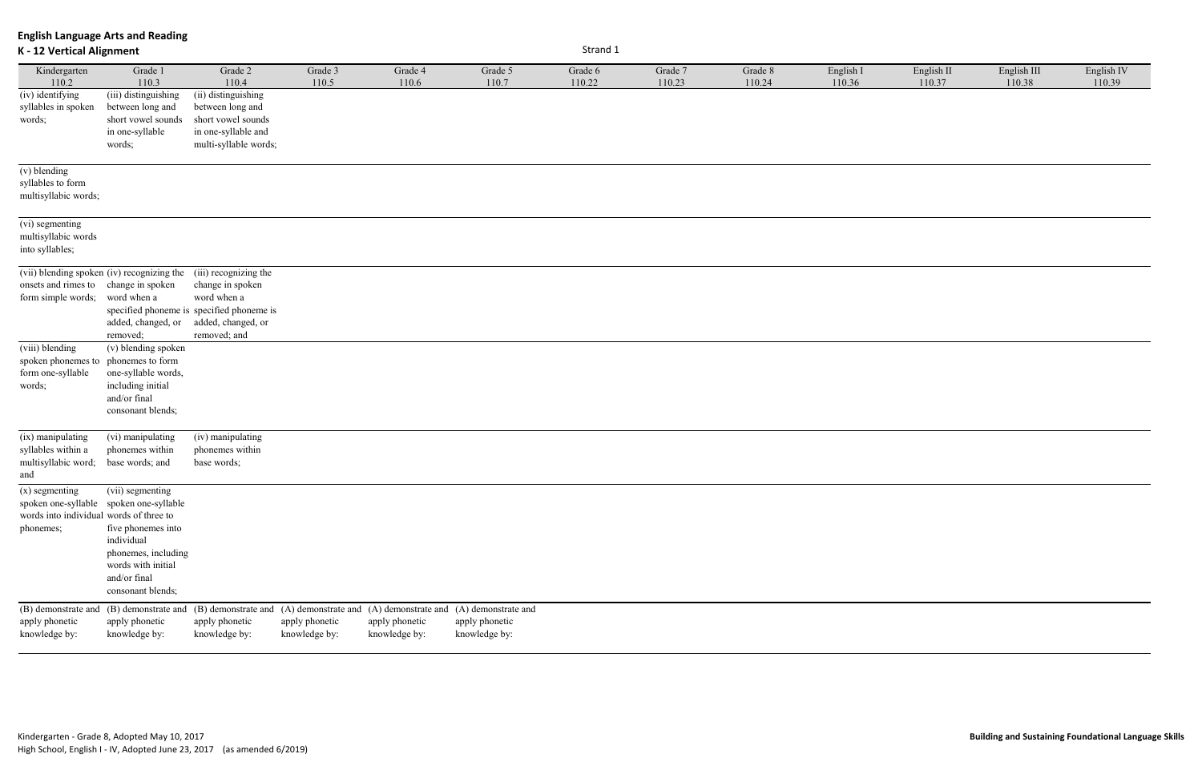**English Language Arts and Reading**
**K - 12 Vertical Alignment**

Strand 1

| Kindergarten 110.2 | Grade 1 110.3 | Grade 2 110.4 | Grade 3 110.5 | Grade 4 110.6 | Grade 5 110.7 | Grade 6 110.22 | Grade 7 110.23 | Grade 8 110.24 | English I 110.36 | English II 110.37 | English III 110.38 | English IV 110.39 |
|---|---|---|---|---|---|---|---|---|---|---|---|---|
| (iv) identifying syllables in spoken words; | (iii) distinguishing between long and short vowel sounds in one-syllable words; | (ii) distinguishing between long and short vowel sounds in one-syllable and multi-syllable words; | | | | | | | | | | |
| (v) blending syllables to form multisyllabic words; | | | | | | | | | | | | |
| (vi) segmenting multisyllabic words into syllables; | | | | | | | | | | | | |
| (vii) blending spoken onsets and rimes to form simple words; | (iv) recognizing the change in spoken word when a specified phoneme is added, changed, or removed; | (iii) recognizing the change in spoken word when a specified phoneme is added, changed, or removed; and | | | | | | | | | | |
| (viii) blending spoken phonemes to form one-syllable words; | (v) blending spoken phonemes to form one-syllable words, including initial and/or final consonant blends; | | | | | | | | | | | |
| (ix) manipulating syllables within a multisyllabic word; and | (vi) manipulating phonemes within base words; and | (iv) manipulating phonemes within base words; | | | | | | | | | | |
| (x) segmenting spoken one-syllable words into individual phonemes; | (vii) segmenting spoken one-syllable words of three to five phonemes into individual phonemes, including words with initial and/or final consonant blends; | | | | | | | | | | | |
| (B) demonstrate and apply phonetic knowledge by: | (B) demonstrate and apply phonetic knowledge by: | (B) demonstrate and apply phonetic knowledge by: | (A) demonstrate and apply phonetic knowledge by: | (A) demonstrate and apply phonetic knowledge by: | (A) demonstrate and apply phonetic knowledge by: | | | | | | | |

Kindergarten - Grade 8, Adopted May 10, 2017
High School, English I - IV, Adopted June 23, 2017 (as amended 6/2019)

**Building and Sustaining Foundational Language Skills**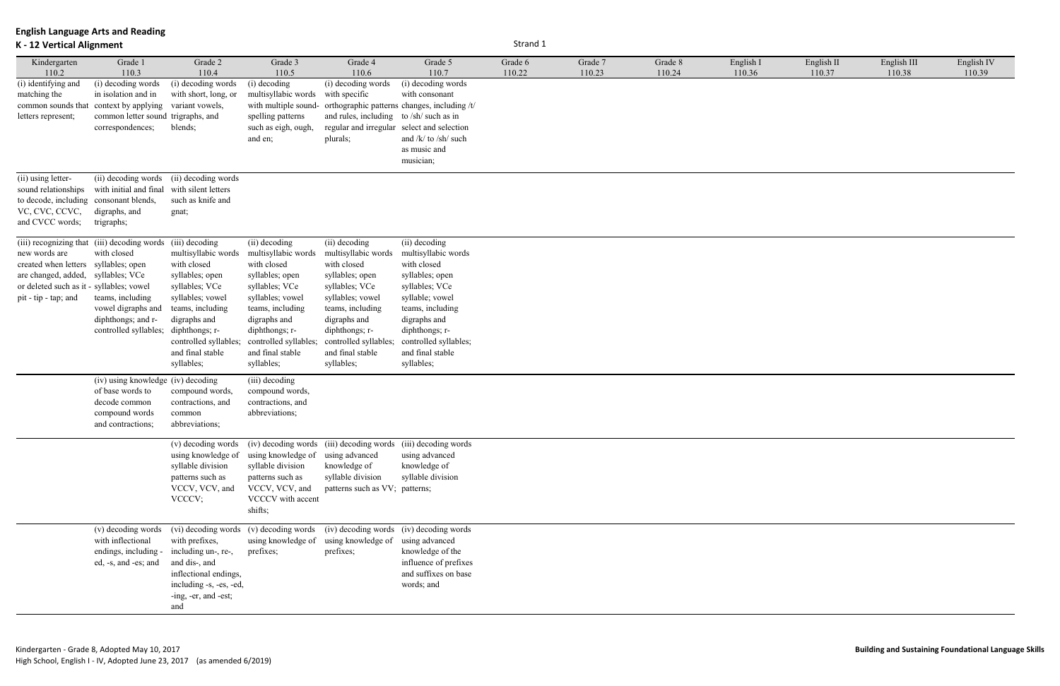# English Language Arts and Reading

## K - 12 Vertical Alignment

Strand 1

| Kindergarten 110.2 | Grade 1 110.3 | Grade 2 110.4 | Grade 3 110.5 | Grade 4 110.6 | Grade 5 110.7 | Grade 6 110.22 | Grade 7 110.23 | Grade 8 110.24 | English I 110.36 | English II 110.37 | English III 110.38 | English IV 110.39 |
|---|---|---|---|---|---|---|---|---|---|---|---|---|
| (i) identifying and matching the common sounds that letters represent; | (i) decoding words in isolation and in context by applying common letter sound correspondences; | (i) decoding words with short, long, or variant vowels, trigraphs, and blends; | (i) decoding multisyllabic words with multiple sound-spelling patterns such as eigh, ough, and en; | (i) decoding words with specific orthographic patterns and rules, including regular and irregular plurals; | (i) decoding words with consonant changes, including /t/ to /sh/ such as in select and selection and /k/ to /sh/ such as music and musician; | | | | | | | |
| (ii) using letter-sound relationships to decode, including VC, CVC, CCVC, and CVCC words; | (ii) decoding words with initial and final consonant blends, digraphs, and trigraphs; | (ii) decoding words with silent letters such as knife and gnat; | | | | | | | | | | |
| (iii) recognizing that new words are created when letters are changed, added, or deleted such as it - pit - tip - tap; and | (iii) decoding words with closed syllables; open syllables; VCe syllables; vowel teams, including vowel digraphs and diphthongs; and r-controlled syllables; | (iii) decoding multisyllabic words with closed syllables; open syllables; VCe syllables; vowel teams, including digraphs and diphthongs; r-controlled syllables; and final stable syllables; | (ii) decoding multisyllabic words with closed syllables; open syllables; VCe syllables; vowel teams, including digraphs and diphthongs; r-controlled syllables; and final stable syllables; | (ii) decoding multisyllabic words with closed syllables; open syllables; VCe syllables; vowel teams, including digraphs and diphthongs; r-controlled syllables; and final stable syllables; | (ii) decoding multisyllabic words with closed syllables; open syllables; VCe syllable; vowel teams, including digraphs and diphthongs; r-controlled syllables; and final stable syllables; | | | | | | | |
| | (iv) using knowledge of base words to decode common compound words and contractions; | (iv) decoding compound words, contractions, and common abbreviations; | (iii) decoding compound words, contractions, and abbreviations; | | | | | | | | | |
| | | (v) decoding words using knowledge of syllable division patterns such as VCCV, VCV, and VCCCV; | (iv) decoding words using knowledge of syllable division patterns such as VCCV, VCV, and VCCCV with accent shifts; | (iii) decoding words using advanced knowledge of syllable division patterns such as VV; | (iii) decoding words using advanced knowledge of syllable division patterns; | | | | | | | |
| | (v) decoding words with inflectional endings, including -ed, -s, and -es; and | (vi) decoding words with prefixes, including un-, re-, and dis-, and inflectional endings, including -s, -es, -ed, -ing, -er, and -est; and | (v) decoding words using knowledge of prefixes; | (iv) decoding words using knowledge of prefixes; | (iv) decoding words using advanced knowledge of the influence of prefixes and suffixes on base words; and | | | | | | | |

Kindergarten - Grade 8, Adopted May 10, 2017
High School, English I - IV, Adopted June 23, 2017 (as amended 6/2019)

**Building and Sustaining Foundational Language Skills**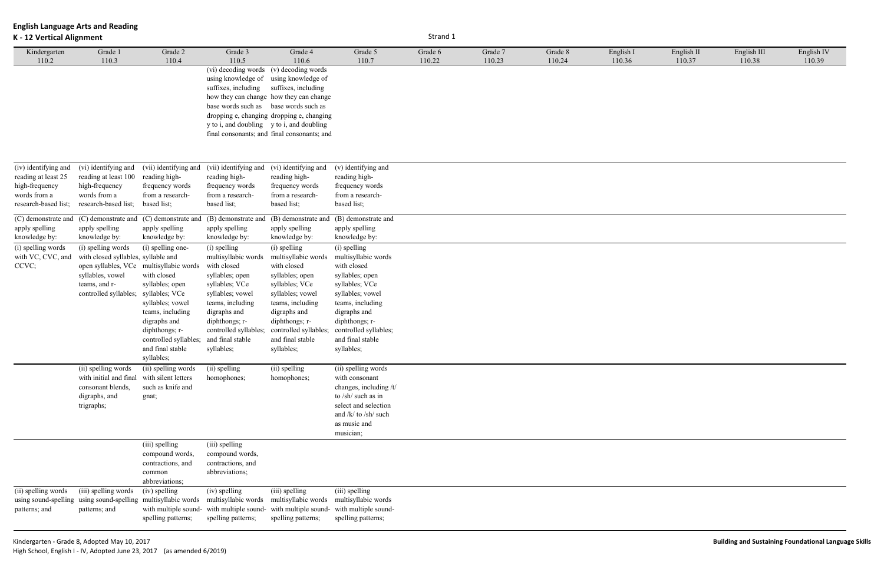## English Language Arts and Reading
### K - 12 Vertical Alignment

Strand 1

| Kindergarten 110.2 | Grade 1 110.3 | Grade 2 110.4 | Grade 3 110.5 | Grade 4 110.6 | Grade 5 110.7 | Grade 6 110.22 | Grade 7 110.23 | Grade 8 110.24 | English I 110.36 | English II 110.37 | English III 110.38 | English IV 110.39 |
|---|---|---|---|---|---|---|---|---|---|---|---|---|
| | | | (vi) decoding words using knowledge of suffixes, including how they can change base words such as dropping e, changing y to i, and doubling final consonants; and | (v) decoding words using knowledge of suffixes, including how they can change base words such as dropping e, changing y to i, and doubling final consonants; and | | | | | | | | |
| (iv) identifying and reading at least 25 high-frequency words from a research-based list; | (vi) identifying and reading at least 100 high-frequency words from a research-based list; | (vii) identifying and reading high-frequency words from a research-based list; | (vii) identifying and reading high-frequency words from a research-based list; | (vi) identifying and reading high-frequency words from a research-based list; | (v) identifying and reading high-frequency words from a research-based list; | | | | | | | |
| (C) demonstrate and apply spelling knowledge by: | (C) demonstrate and apply spelling knowledge by: | (C) demonstrate and apply spelling knowledge by: | (B) demonstrate and apply spelling knowledge by: | (B) demonstrate and apply spelling knowledge by: | (B) demonstrate and apply spelling knowledge by: | | | | | | | |
| (i) spelling words with VC, CVC, and CCVC; | (i) spelling words with closed syllables, open syllables, VCe syllables, vowel teams, and r-controlled syllables; | (i) spelling one-syllable and multisyllabic words with closed syllables; open syllables; VCe syllables; vowel teams, including digraphs and diphthongs; r-controlled syllables; and final stable syllables; | (i) spelling multisyllabic words with closed syllables; open syllables; VCe syllables; vowel teams, including digraphs and diphthongs; r-controlled syllables; and final stable syllables; | (i) spelling multisyllabic words with closed syllables; open syllables; VCe syllables; vowel teams, including digraphs and diphthongs; r-controlled syllables; and final stable syllables; | (i) spelling multisyllabic words with closed syllables; open syllables; VCe syllables; vowel teams, including digraphs and diphthongs; r-controlled syllables; and final stable syllables; | | | | | | | |
| | (ii) spelling words with initial and final consonant blends, digraphs, and trigraphs; | (ii) spelling words with silent letters such as knife and gnat; | (ii) spelling homophones; | (ii) spelling homophones; | (ii) spelling words with consonant changes, including /t/ to /sh/ such as in select and selection and /k/ to /sh/ such as music and musician; | | | | | | | |
| | | (iii) spelling compound words, contractions, and common abbreviations; | (iii) spelling compound words, contractions, and abbreviations; | | | | | | | | | |
| (ii) spelling words using sound-spelling patterns; and | (iii) spelling words using sound-spelling patterns; and | (iv) spelling multisyllabic words with multiple sound-spelling patterns; | (iv) spelling multisyllabic words with multiple sound-spelling patterns; | (iii) spelling multisyllabic words with multiple sound-spelling patterns; | (iii) spelling multisyllabic words with multiple sound-spelling patterns; | | | | | | | |

Kindergarten - Grade 8, Adopted May 10, 2017
High School, English I - IV, Adopted June 23, 2017 (as amended 6/2019)

**Building and Sustaining Foundational Language Skills**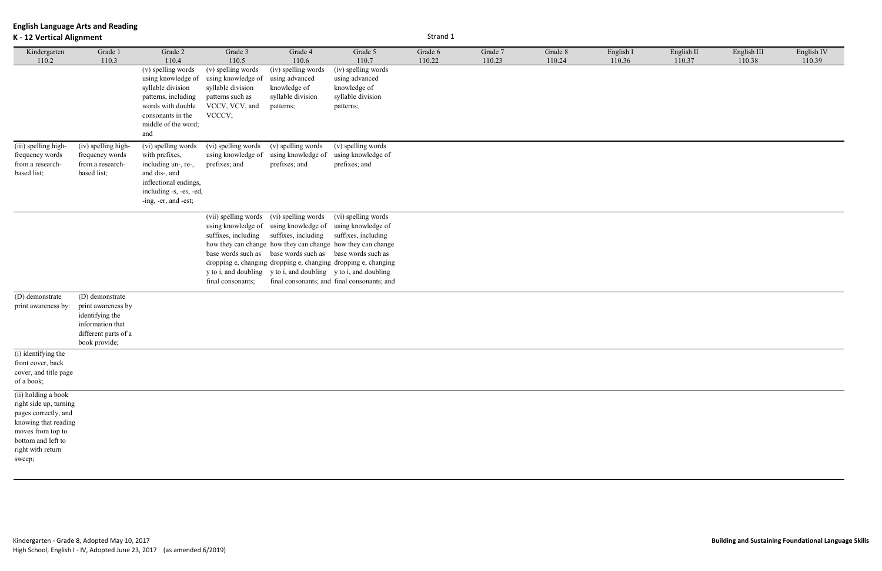# English Language Arts and Reading

## K - 12 Vertical Alignment

Strand 1

| Kindergarten 110.2 | Grade 1 110.3 | Grade 2 110.4 | Grade 3 110.5 | Grade 4 110.6 | Grade 5 110.7 | Grade 6 110.22 | Grade 7 110.23 | Grade 8 110.24 | English I 110.36 | English II 110.37 | English III 110.38 | English IV 110.39 |
|---|---|---|---|---|---|---|---|---|---|---|---|---|
| | | (v) spelling words using knowledge of syllable division patterns, including words with double consonants in the middle of the word; and | (v) spelling words using knowledge of syllable division patterns such as VCCV, VCV, and VCCCV; | (iv) spelling words using advanced knowledge of syllable division patterns; | (iv) spelling words using advanced knowledge of syllable division patterns; | | | | | | | |
| (iii) spelling high-frequency words from a research-based list; | (iv) spelling high-frequency words from a research-based list; | (vi) spelling words with prefixes, including un-, re-, and dis-, and inflectional endings, including -s, -es, -ed, -ing, -er, and -est; | (vi) spelling words using knowledge of prefixes; and | (v) spelling words using knowledge of prefixes; and | (v) spelling words using knowledge of prefixes; and | | | | | | | |
| | | | (vii) spelling words using knowledge of suffixes, including how they can change base words such as dropping e, changing y to i, and doubling final consonants; | (vi) spelling words using knowledge of suffixes, including how they can change base words such as dropping e, changing y to i, and doubling final consonants; and | (vi) spelling words using knowledge of suffixes, including how they can change base words such as dropping e, changing y to i, and doubling final consonants; and | | | | | | | |
| (D) demonstrate print awareness by: | (D) demonstrate print awareness by identifying the information that different parts of a book provide; | | | | | | | | | | | |
| (i) identifying the front cover, back cover, and title page of a book; | | | | | | | | | | | | |
| (ii) holding a book right side up, turning pages correctly, and knowing that reading moves from top to bottom and left to right with return sweep; | | | | | | | | | | | | |

Kindergarten - Grade 8, Adopted May 10, 2017
High School, English I - IV, Adopted June 23, 2017 (as amended 6/2019)

**Building and Sustaining Foundational Language Skills**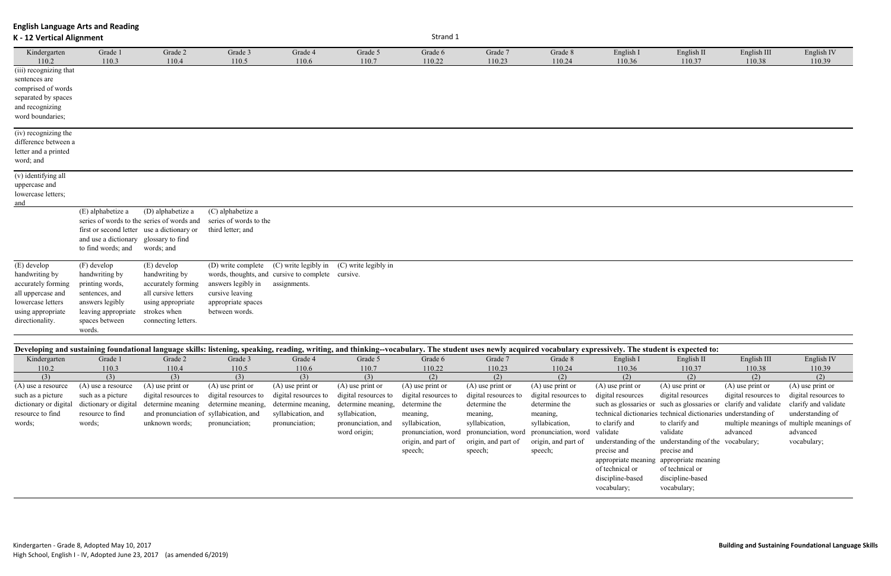**English Language Arts and Reading**
**K - 12 Vertical Alignment**

Strand 1

| Kindergarten 110.2 | Grade 1 110.3 | Grade 2 110.4 | Grade 3 110.5 | Grade 4 110.6 | Grade 5 110.7 | Grade 6 110.22 | Grade 7 110.23 | Grade 8 110.24 | English I 110.36 | English II 110.37 | English III 110.38 | English IV 110.39 |
|---|---|---|---|---|---|---|---|---|---|---|---|---|
| (iii) recognizing that sentences are comprised of words separated by spaces and recognizing word boundaries; | | | | | | | | | | | | |
| (iv) recognizing the difference between a letter and a printed word; and | | | | | | | | | | | | |
| (v) identifying all uppercase and lowercase letters; and | | | | | | | | | | | | |
| | (E) alphabetize a series of words to the first or second letter and use a dictionary to find words; and | (D) alphabetize a series of words and use a dictionary or glossary to find words; and | (C) alphabetize a series of words to the third letter; and | | | | | | | | | |
| (E) develop handwriting by accurately forming all uppercase and lowercase letters using appropriate directionality. | (F) develop handwriting by printing words, sentences, and answers legibly leaving appropriate spaces between words. | (E) develop handwriting by accurately forming all cursive letters using appropriate strokes when connecting letters. | (D) write complete words, thoughts, and answers legibly in cursive leaving appropriate spaces between words. | (C) write legibly in cursive to complete assignments. | (C) write legibly in cursive. | | | | | | | |

**Developing and sustaining foundational language skills: listening, speaking, reading, writing, and thinking--vocabulary. The student uses newly acquired vocabulary expressively. The student is expected to:**

| Kindergarten 110.2 | Grade 1 110.3 | Grade 2 110.4 | Grade 3 110.5 | Grade 4 110.6 | Grade 5 110.7 | Grade 6 110.22 | Grade 7 110.23 | Grade 8 110.24 | English I 110.36 | English II 110.37 | English III 110.38 | English IV 110.39 |
|---|---|---|---|---|---|---|---|---|---|---|---|---|
| (3) | (3) | (3) | (3) | (3) | (3) | (2) | (2) | (2) | (2) | (2) | (2) | (2) |
| (A) use a resource such as a picture dictionary or digital resource to find words; | (A) use a resource such as a picture dictionary or digital resource to find words; | (A) use print or digital resources to determine meaning and pronunciation of unknown words; | (A) use print or digital resources to determine meaning, syllabication, and pronunciation; | (A) use print or digital resources to determine meaning, syllabication, and pronunciation; | (A) use print or digital resources to determine meaning, syllabication, pronunciation, and word origin; | (A) use print or digital resources to determine the meaning, syllabication, pronunciation, word origin, and part of speech; | (A) use print or digital resources to determine the meaning, syllabication, pronunciation, word origin, and part of speech; | (A) use print or digital resources to determine the meaning, syllabication, pronunciation, word origin, and part of speech; | (A) use print or digital resources such as glossaries or technical dictionaries to clarify and validate understanding of the precise and appropriate meaning of technical or discipline-based vocabulary; | (A) use print or digital resources such as glossaries or technical dictionaries to clarify and validate understanding of the precise and appropriate meaning of technical or discipline-based vocabulary; | (A) use print or digital resources to clarify and validate understanding of multiple meanings of advanced vocabulary; | (A) use print or digital resources to clarify and validate understanding of multiple meanings of advanced vocabulary; |

Kindergarten - Grade 8, Adopted May 10, 2017
High School, English I - IV, Adopted June 23, 2017 (as amended 6/2019)

**Building and Sustaining Foundational Language Skills**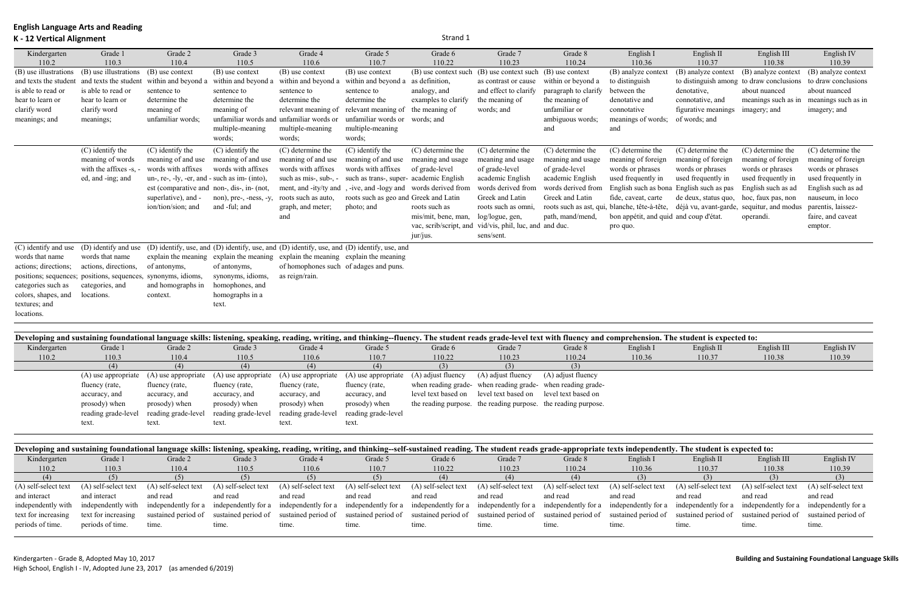# English Language Arts and Reading

## K - 12 Vertical Alignment

Strand 1

| Kindergarten 110.2 | Grade 1 110.3 | Grade 2 110.4 | Grade 3 110.5 | Grade 4 110.6 | Grade 5 110.7 | Grade 6 110.22 | Grade 7 110.23 | Grade 8 110.24 | English I 110.36 | English II 110.37 | English III 110.38 | English IV 110.39 |
|---|---|---|---|---|---|---|---|---|---|---|---|---|
| (B) use illustrations and texts the student is able to read or hear to learn or clarify word meanings; and | (B) use illustrations and texts the student is able to read or hear to learn or clarify word meanings; | (B) use context within and beyond a sentence to determine the meaning of unfamiliar words; | (B) use context within and beyond a sentence to determine the meaning of unfamiliar words and multiple-meaning words; | (B) use context within and beyond a sentence to determine the relevant meaning of unfamiliar words or multiple-meaning words; | (B) use context within and beyond a sentence to determine the relevant meaning of unfamiliar words or multiple-meaning words; | (B) use context such as definition, analogy, and examples to clarify the meaning of words; and | (B) use context such as contrast or cause and effect to clarify the meaning of words; and | (B) use context within or beyond a paragraph to clarify the meaning of unfamiliar or ambiguous words; and | (B) analyze context to distinguish between the denotative and connotative meanings of words; and | (B) analyze context to distinguish among denotative, connotative, and figurative meanings of words; and | (B) analyze context to draw conclusions about nuanced meanings such as in imagery; and | (B) analyze context to draw conclusions about nuanced meanings such as in imagery; and |
| | (C) identify the meaning of words with the affixes -s, -ed, and -ing; and | (C) identify the meaning of and use words with affixes un-, re-, -ly, -er, and -est (comparative and superlative), and -ion/tion/sion; and | (C) identify the meaning of and use words with affixes such as im- (into), non-, dis-, in- (not, non), pre-, -ness, -y, and -ful; and | (C) determine the meaning of and use words with affixes such as mis-, sub-, -ment, and -ity/ty and roots such as auto, graph, and meter; and | (C) identify the meaning of and use words with affixes such as trans-, super-, -ive, and -logy and roots such as geo and photo; and | (C) determine the meaning and usage of grade-level academic English words derived from Greek and Latin roots such as mis/mit, bene, man, vac, scrib/script, and jur/jus. | (C) determine the meaning and usage of grade-level academic English words derived from Greek and Latin roots such as omni, log/logue, gen, vid/vis, phil, luc, and sens/sent. | (C) determine the meaning and usage of grade-level academic English words derived from Greek and Latin roots such as ast, qui, path, mand/mend, and duc. | (C) determine the meaning of foreign words or phrases used frequently in English such as bona fide, caveat, carte blanche, tête-à-tête, bon appétit, and quid pro quo. | (C) determine the meaning of foreign words or phrases used frequently in English such as pas de deux, status quo, déjà vu, avant-garde, and coup d'état. | (C) determine the meaning of foreign words or phrases used frequently in English such as ad hoc, faux pas, non sequitur, and modus operandi. | (C) determine the meaning of foreign words or phrases used frequently in English such as ad nauseum, in loco parentis, laissez-faire, and caveat emptor. |
| (C) identify and use words that name actions; directions; positions; sequences; categories such as colors, shapes, and textures; and locations. | (D) identify and use words that name actions, directions, positions, sequences, categories, and locations. | (D) identify, use, and explain the meaning of antonyms, synonyms, idioms, and homographs in context. | (D) identify, use, and explain the meaning of antonyms, synonyms, idioms, homophones, and homographs in a text. | (D) identify, use, and explain the meaning of homophones such as reign/rain. | (D) identify, use, and explain the meaning of adages and puns. | | | | | | | |

**Developing and sustaining foundational language skills: listening, speaking, reading, writing, and thinking--fluency. The student reads grade-level text with fluency and comprehension. The student is expected to:**

| Kindergarten 110.2 | Grade 1 110.3 | Grade 2 110.4 | Grade 3 110.5 | Grade 4 110.6 | Grade 5 110.7 | Grade 6 110.22 | Grade 7 110.23 | Grade 8 110.24 | English I 110.36 | English II 110.37 | English III 110.38 | English IV 110.39 |
|---|---|---|---|---|---|---|---|---|---|---|---|---|
| | (4) | (4) | (4) | (4) | (4) | (3) | (3) | (3) | | | | |
| | (A) use appropriate fluency (rate, accuracy, and prosody) when reading grade-level text. | (A) use appropriate fluency (rate, accuracy, and prosody) when reading grade-level text. | (A) use appropriate fluency (rate, accuracy, and prosody) when reading grade-level text. | (A) use appropriate fluency (rate, accuracy, and prosody) when reading grade-level text. | (A) use appropriate fluency (rate, accuracy, and prosody) when reading grade-level text. | (A) adjust fluency when reading grade-level text based on the reading purpose. | (A) adjust fluency when reading grade-level text based on the reading purpose. | (A) adjust fluency when reading grade-level text based on the reading purpose. | | | | |

**Developing and sustaining foundational language skills: listening, speaking, reading, writing, and thinking--self-sustained reading. The student reads grade-appropriate texts independently. The student is expected to:**

| Kindergarten 110.2 | Grade 1 110.3 | Grade 2 110.4 | Grade 3 110.5 | Grade 4 110.6 | Grade 5 110.7 | Grade 6 110.22 | Grade 7 110.23 | Grade 8 110.24 | English I 110.36 | English II 110.37 | English III 110.38 | English IV 110.39 |
|---|---|---|---|---|---|---|---|---|---|---|---|---|
| (4) | (5) | (5) | (5) | (5) | (5) | (4) | (4) | (4) | (3) | (3) | (3) | (3) |
| (A) self-select text and interact independently with text for increasing periods of time. | (A) self-select text and interact independently with text for increasing periods of time. | (A) self-select text and read independently for a sustained period of time. | (A) self-select text and read independently for a sustained period of time. | (A) self-select text and read independently for a sustained period of time. | (A) self-select text and read independently for a sustained period of time. | (A) self-select text and read independently for a sustained period of time. | (A) self-select text and read independently for a sustained period of time. | (A) self-select text and read independently for a sustained period of time. | (A) self-select text and read independently for a sustained period of time. | (A) self-select text and read independently for a sustained period of time. | (A) self-select text and read independently for a sustained period of time. | (A) self-select text and read independently for a sustained period of time. |

Kindergarten - Grade 8, Adopted May 10, 2017
High School, English I - IV, Adopted June 23, 2017 (as amended 6/2019)

**Building and Sustaining Foundational Language Skills**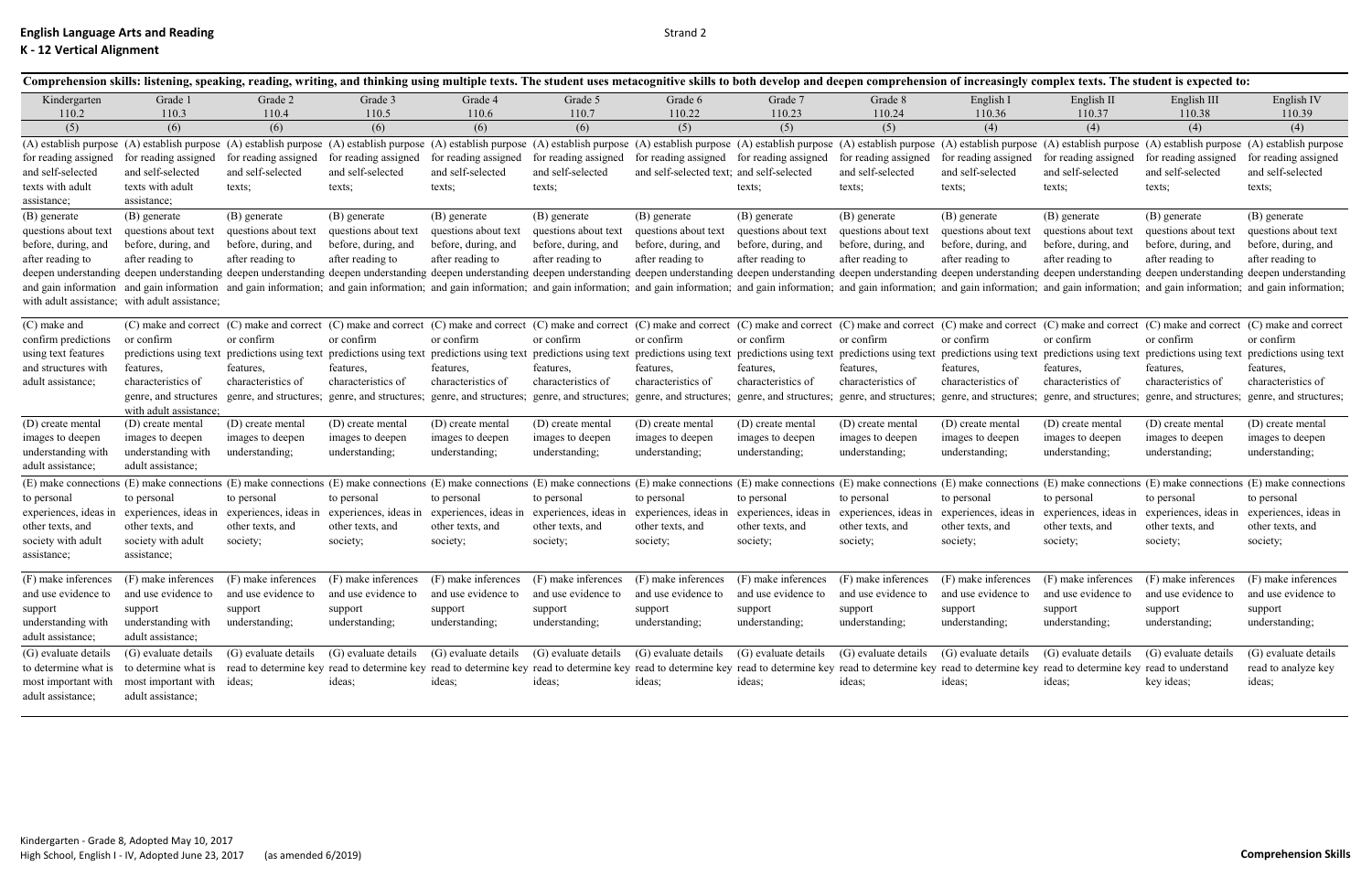**English Language Arts and Reading**
**K - 12 Vertical Alignment**

Strand 2

| Comprehension skills: listening, speaking, reading, writing, and thinking using multiple texts. The student uses metacognitive skills to both develop and deepen comprehension of increasingly complex texts. The student is expected to: | | | | | | | | | | | | |
|---|---|---|---|---|---|---|---|---|---|---|---|---|
| Kindergarten 110.2 (5) | Grade 1 110.3 (6) | Grade 2 110.4 (6) | Grade 3 110.5 (6) | Grade 4 110.6 (6) | Grade 5 110.7 (6) | Grade 6 110.22 (5) | Grade 7 110.23 (5) | Grade 8 110.24 (5) | English I 110.36 (4) | English II 110.37 (4) | English III 110.38 (4) | English IV 110.39 (4) |
| (A) establish purpose for reading assigned and self-selected texts with adult assistance; | (A) establish purpose for reading assigned and self-selected texts with adult assistance; | (A) establish purpose for reading assigned and self-selected texts; | (A) establish purpose for reading assigned and self-selected texts; | (A) establish purpose for reading assigned and self-selected texts; | (A) establish purpose for reading assigned and self-selected texts; | (A) establish purpose for reading assigned and self-selected text; | (A) establish purpose for reading assigned and self-selected texts; | (A) establish purpose for reading assigned and self-selected texts; | (A) establish purpose for reading assigned and self-selected texts; | (A) establish purpose for reading assigned and self-selected texts; | (A) establish purpose for reading assigned and self-selected texts; | (A) establish purpose for reading assigned and self-selected texts; |
| (B) generate questions about text before, during, and after reading to deepen understanding and gain information with adult assistance; | (B) generate questions about text before, during, and after reading to deepen understanding and gain information with adult assistance; | (B) generate questions about text before, during, and after reading to deepen understanding and gain information; | (B) generate questions about text before, during, and after reading to deepen understanding and gain information; | (B) generate questions about text before, during, and after reading to deepen understanding and gain information; | (B) generate questions about text before, during, and after reading to deepen understanding and gain information; | (B) generate questions about text before, during, and after reading to deepen understanding and gain information; | (B) generate questions about text before, during, and after reading to deepen understanding and gain information; | (B) generate questions about text before, during, and after reading to deepen understanding and gain information; | (B) generate questions about text before, during, and after reading to deepen understanding and gain information; | (B) generate questions about text before, during, and after reading to deepen understanding and gain information; | (B) generate questions about text before, during, and after reading to deepen understanding and gain information; | (B) generate questions about text before, during, and after reading to deepen understanding and gain information; |
| (C) make and confirm predictions using text features and structures with adult assistance; | (C) make and correct or confirm predictions using text features, characteristics of genre, and structures with adult assistance; | (C) make and correct or confirm predictions using text features, characteristics of genre, and structures; | (C) make and correct or confirm predictions using text features, characteristics of genre, and structures; | (C) make and correct or confirm predictions using text features, characteristics of genre, and structures; | (C) make and correct or confirm predictions using text features, characteristics of genre, and structures; | (C) make and correct or confirm predictions using text features, characteristics of genre, and structures; | (C) make and correct or confirm predictions using text features, characteristics of genre, and structures; | (C) make and correct or confirm predictions using text features, characteristics of genre, and structures; | (C) make and correct or confirm predictions using text features, characteristics of genre, and structures; | (C) make and correct or confirm predictions using text features, characteristics of genre, and structures; | (C) make and correct or confirm predictions using text features, characteristics of genre, and structures; | (C) make and correct or confirm predictions using text features, characteristics of genre, and structures; |
| (D) create mental images to deepen understanding with adult assistance; | (D) create mental images to deepen understanding with adult assistance; | (D) create mental images to deepen understanding; | (D) create mental images to deepen understanding; | (D) create mental images to deepen understanding; | (D) create mental images to deepen understanding; | (D) create mental images to deepen understanding; | (D) create mental images to deepen understanding; | (D) create mental images to deepen understanding; | (D) create mental images to deepen understanding; | (D) create mental images to deepen understanding; | (D) create mental images to deepen understanding; | (D) create mental images to deepen understanding; |
| (E) make connections to personal experiences, ideas in other texts, and society with adult assistance; | (E) make connections to personal experiences, ideas in other texts, and society with adult assistance; | (E) make connections to personal experiences, ideas in other texts, and society; | (E) make connections to personal experiences, ideas in other texts, and society; | (E) make connections to personal experiences, ideas in other texts, and society; | (E) make connections to personal experiences, ideas in other texts, and society; | (E) make connections to personal experiences, ideas in other texts, and society; | (E) make connections to personal experiences, ideas in other texts, and society; | (E) make connections to personal experiences, ideas in other texts, and society; | (E) make connections to personal experiences, ideas in other texts, and society; | (E) make connections to personal experiences, ideas in other texts, and society; | (E) make connections to personal experiences, ideas in other texts, and society; | (E) make connections to personal experiences, ideas in other texts, and society; |
| (F) make inferences and use evidence to support understanding with adult assistance; | (F) make inferences and use evidence to support understanding with adult assistance; | (F) make inferences and use evidence to support understanding; | (F) make inferences and use evidence to support understanding; | (F) make inferences and use evidence to support understanding; | (F) make inferences and use evidence to support understanding; | (F) make inferences and use evidence to support understanding; | (F) make inferences and use evidence to support understanding; | (F) make inferences and use evidence to support understanding; | (F) make inferences and use evidence to support understanding; | (F) make inferences and use evidence to support understanding; | (F) make inferences and use evidence to support understanding; | (F) make inferences and use evidence to support understanding; |
| (G) evaluate details to determine what is most important with adult assistance; | (G) evaluate details to determine what is most important with adult assistance; | (G) evaluate details read to determine key ideas; | (G) evaluate details read to determine key ideas; | (G) evaluate details read to determine key ideas; | (G) evaluate details read to determine key ideas; | (G) evaluate details read to determine key ideas; | (G) evaluate details read to determine key ideas; | (G) evaluate details read to determine key ideas; | (G) evaluate details read to determine key ideas; | (G) evaluate details read to determine key ideas; | (G) evaluate details read to understand key ideas; | (G) evaluate details read to analyze key ideas; |

Kindergarten - Grade 8, Adopted May 10, 2017
High School, English I - IV, Adopted June 23, 2017 (as amended 6/2019)

**Comprehension Skills**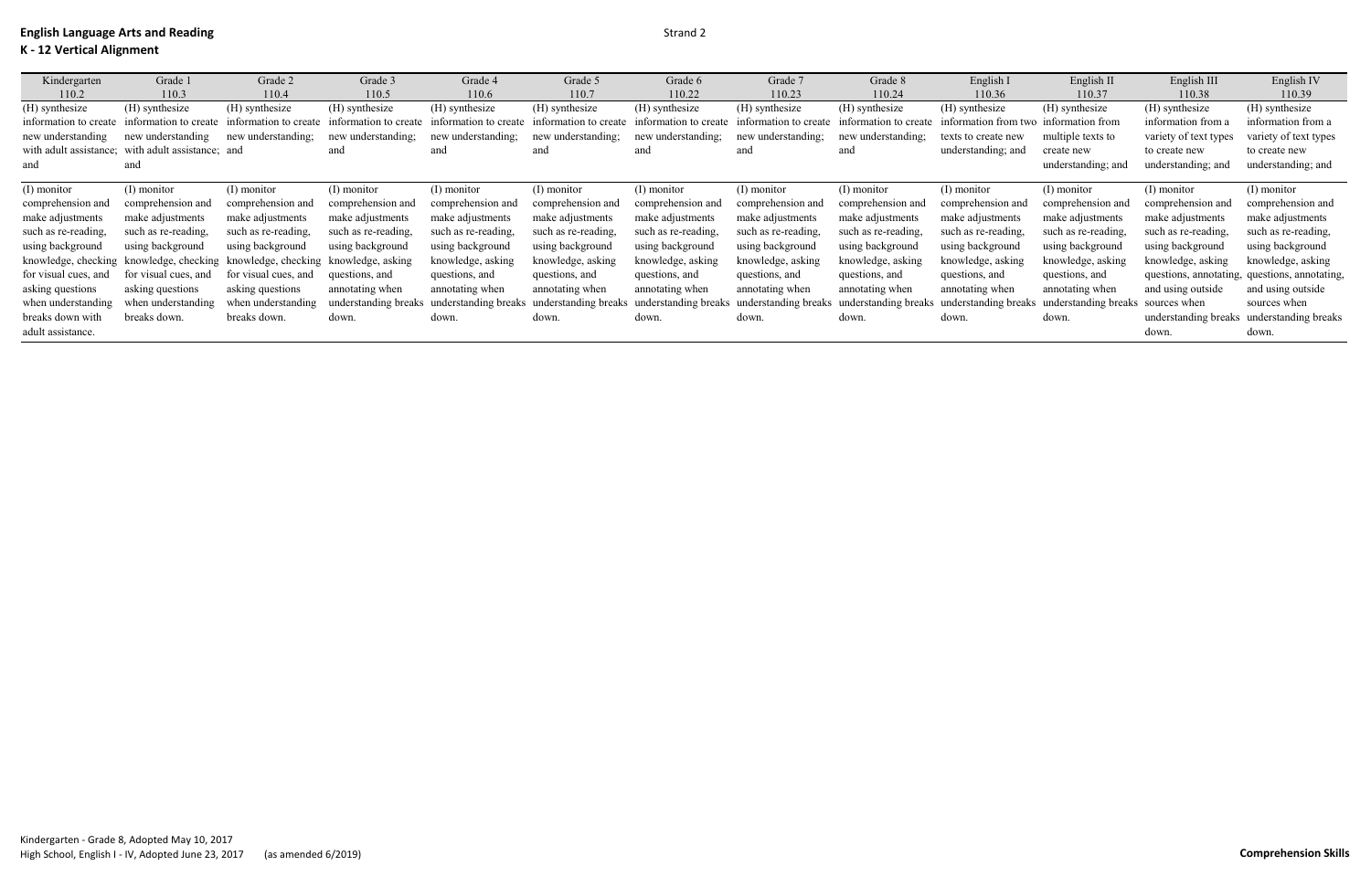**English Language Arts and Reading**
**K - 12 Vertical Alignment**

Strand 2

| Kindergarten 110.2 | Grade 1 110.3 | Grade 2 110.4 | Grade 3 110.5 | Grade 4 110.6 | Grade 5 110.7 | Grade 6 110.22 | Grade 7 110.23 | Grade 8 110.24 | English I 110.36 | English II 110.37 | English III 110.38 | English IV 110.39 |
|---|---|---|---|---|---|---|---|---|---|---|---|---|
| (H) synthesize information to create new understanding with adult assistance; and | (H) synthesize information to create new understanding with adult assistance; and | (H) synthesize information to create new understanding; and | (H) synthesize information to create new understanding; and | (H) synthesize information to create new understanding; and | (H) synthesize information to create new understanding; and | (H) synthesize information to create new understanding; and | (H) synthesize information to create new understanding; and | (H) synthesize information to create new understanding; and | (H) synthesize information from two texts to create new understanding; and | (H) synthesize information from multiple texts to create new understanding; and | (H) synthesize information from a variety of text types to create new understanding; and | (H) synthesize information from a variety of text types to create new understanding; and |
| (I) monitor comprehension and make adjustments such as re-reading, using background knowledge, checking for visual cues, and asking questions when understanding breaks down with adult assistance. | (I) monitor comprehension and make adjustments such as re-reading, using background knowledge, checking for visual cues, and asking questions when understanding breaks down. | (I) monitor comprehension and make adjustments such as re-reading, using background knowledge, checking for visual cues, and asking questions when understanding breaks down. | (I) monitor comprehension and make adjustments such as re-reading, using background knowledge, asking questions, and annotating when understanding breaks down. | (I) monitor comprehension and make adjustments such as re-reading, using background knowledge, asking questions, and annotating when understanding breaks down. | (I) monitor comprehension and make adjustments such as re-reading, using background knowledge, asking questions, and annotating when understanding breaks down. | (I) monitor comprehension and make adjustments such as re-reading, using background knowledge, asking questions, and annotating when understanding breaks down. | (I) monitor comprehension and make adjustments such as re-reading, using background knowledge, asking questions, and annotating when understanding breaks down. | (I) monitor comprehension and make adjustments such as re-reading, using background knowledge, asking questions, and annotating when understanding breaks down. | (I) monitor comprehension and make adjustments such as re-reading, using background knowledge, asking questions, and annotating when understanding breaks down. | (I) monitor comprehension and make adjustments such as re-reading, using background knowledge, asking questions, and annotating when understanding breaks down. | (I) monitor comprehension and make adjustments such as re-reading, using background knowledge, asking questions, annotating, and using outside sources when understanding breaks down. | (I) monitor comprehension and make adjustments such as re-reading, using background knowledge, asking questions, annotating, and using outside sources when understanding breaks down. |

Kindergarten - Grade 8, Adopted May 10, 2017
High School, English I - IV, Adopted June 23, 2017 (as amended 6/2019)

**Comprehension Skills**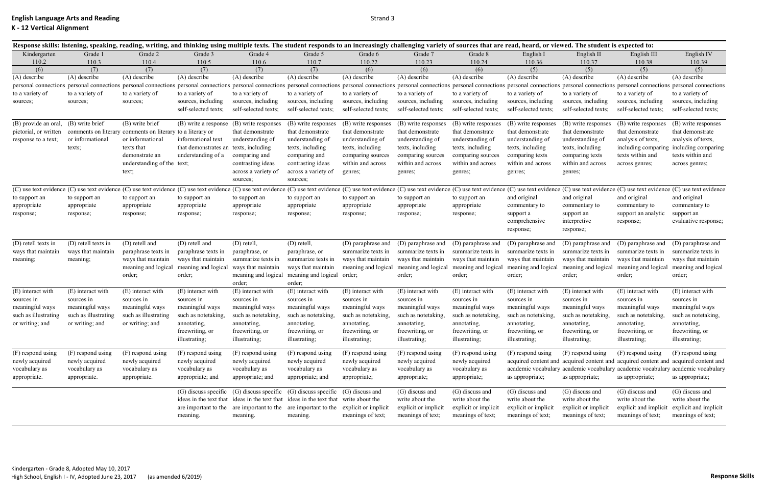**English Language Arts and Reading**
**K - 12 Vertical Alignment**

Strand 3

**Response skills: listening, speaking, reading, writing, and thinking using multiple texts. The student responds to an increasingly challenging variety of sources that are read, heard, or viewed. The student is expected to:**

| Kindergarten 110.2 (6) | Grade 1 110.3 (7) | Grade 2 110.4 (7) | Grade 3 110.5 (7) | Grade 4 110.6 (7) | Grade 5 110.7 (7) | Grade 6 110.22 (6) | Grade 7 110.23 (6) | Grade 8 110.24 (6) | English I 110.36 (5) | English II 110.37 (5) | English III 110.38 (5) | English IV 110.39 (5) |
|---|---|---|---|---|---|---|---|---|---|---|---|---|
| (A) describe personal connections to a variety of sources; | (A) describe personal connections to a variety of sources; | (A) describe personal connections to a variety of sources; | (A) describe personal connections to a variety of sources, including self-selected texts; | (A) describe personal connections to a variety of sources, including self-selected texts; | (A) describe personal connections to a variety of sources, including self-selected texts; | (A) describe personal connections to a variety of sources, including self-selected texts; | (A) describe personal connections to a variety of sources, including self-selected texts; | (A) describe personal connections to a variety of sources, including self-selected texts; | (A) describe personal connections to a variety of sources, including self-selected texts; | (A) describe personal connections to a variety of sources, including self-selected texts; | (A) describe personal connections to a variety of sources, including self-selected texts; | (A) describe personal connections to a variety of sources, including self-selected texts; |
| (B) provide an oral, pictorial, or written response to a text; | (B) write brief comments on literary or informational texts; | (B) write brief comments on literary or informational texts that demonstrate an understanding of the text; | (B) write a response to a literary or informational text that demonstrates an understanding of a text; | (B) write responses that demonstrate understanding of texts, including comparing and contrasting ideas across a variety of sources; | (B) write responses that demonstrate understanding of texts, including comparing and contrasting ideas across a variety of sources; | (B) write responses that demonstrate understanding of texts, including comparing sources within and across genres; | (B) write responses that demonstrate understanding of texts, including comparing sources within and across genres; | (B) write responses that demonstrate understanding of texts, including comparing sources within and across genres; | (B) write responses that demonstrate understanding of texts, including comparing texts within and across genres; | (B) write responses that demonstrate understanding of texts, including comparing texts within and across genres; | (B) write responses that demonstrate analysis of texts, including comparing texts within and across genres; | (B) write responses that demonstrate analysis of texts, including comparing texts within and across genres; |
| (C) use text evidence to support an appropriate response; | (C) use text evidence to support an appropriate response; | (C) use text evidence to support an appropriate response; | (C) use text evidence to support an appropriate response; | (C) use text evidence to support an appropriate response; | (C) use text evidence to support an appropriate response; | (C) use text evidence to support an appropriate response; | (C) use text evidence to support an appropriate response; | (C) use text evidence to support an appropriate response; | (C) use text evidence and original commentary to support a comprehensive response; | (C) use text evidence and original commentary to support an interpretive response; | (C) use text evidence and original commentary to support an analytic response; | (C) use text evidence and original commentary to support an evaluative response; |
| (D) retell texts in ways that maintain meaning; | (D) retell texts in ways that maintain meaning; | (D) retell and paraphrase texts in ways that maintain meaning and logical order; | (D) retell and paraphrase texts in ways that maintain meaning and logical order; | (D) retell, paraphrase, or summarize texts in ways that maintain meaning and logical order; | (D) retell, paraphrase, or summarize texts in ways that maintain meaning and logical order; | (D) paraphrase and summarize texts in ways that maintain meaning and logical order; | (D) paraphrase and summarize texts in ways that maintain meaning and logical order; | (D) paraphrase and summarize texts in ways that maintain meaning and logical order; | (D) paraphrase and summarize texts in ways that maintain meaning and logical order; | (D) paraphrase and summarize texts in ways that maintain meaning and logical order; | (D) paraphrase and summarize texts in ways that maintain meaning and logical order; | (D) paraphrase and summarize texts in ways that maintain meaning and logical order; |
| (E) interact with sources in meaningful ways such as illustrating or writing; and | (E) interact with sources in meaningful ways such as illustrating or writing; and | (E) interact with sources in meaningful ways such as illustrating or writing; and | (E) interact with sources in meaningful ways such as notetaking, annotating, freewriting, or illustrating; | (E) interact with sources in meaningful ways such as notetaking, annotating, freewriting, or illustrating; | (E) interact with sources in meaningful ways such as notetaking, annotating, freewriting, or illustrating; | (E) interact with sources in meaningful ways such as notetaking, annotating, freewriting, or illustrating; | (E) interact with sources in meaningful ways such as notetaking, annotating, freewriting, or illustrating; | (E) interact with sources in meaningful ways such as notetaking, annotating, freewriting, or illustrating; | (E) interact with sources in meaningful ways such as notetaking, annotating, freewriting, or illustrating; | (E) interact with sources in meaningful ways such as notetaking, annotating, freewriting, or illustrating; | (E) interact with sources in meaningful ways such as notetaking, annotating, freewriting, or illustrating; | (E) interact with sources in meaningful ways such as notetaking, annotating, freewriting, or illustrating; |
| (F) respond using newly acquired vocabulary as appropriate. | (F) respond using newly acquired vocabulary as appropriate. | (F) respond using newly acquired vocabulary as appropriate. | (F) respond using newly acquired vocabulary as appropriate; and | (F) respond using newly acquired vocabulary as appropriate; and | (F) respond using newly acquired vocabulary as appropriate; and | (F) respond using newly acquired vocabulary as appropriate; | (F) respond using newly acquired vocabulary as appropriate; | (F) respond using newly acquired vocabulary as appropriate; | (F) respond using acquired content and academic vocabulary as appropriate; | (F) respond using acquired content and academic vocabulary as appropriate; | (F) respond using acquired content and academic vocabulary as appropriate; | (F) respond using acquired content and academic vocabulary as appropriate; |
| | | | (G) discuss specific ideas in the text that are important to the meaning. | (G) discuss specific ideas in the text that are important to the meaning. | (G) discuss specific ideas in the text that are important to the meaning. | (G) discuss and write about the explicit or implicit meanings of text; | (G) discuss and write about the explicit or implicit meanings of text; | (G) discuss and write about the explicit or implicit meanings of text; | (G) discuss and write about the explicit or implicit meanings of text; | (G) discuss and write about the explicit or implicit meanings of text; | (G) discuss and write about the explicit and implicit meanings of text; | (G) discuss and write about the explicit and implicit meanings of text; |

Kindergarten - Grade 8, Adopted May 10, 2017
High School, English I - IV, Adopted June 23, 2017 (as amended 6/2019)

**Response Skills**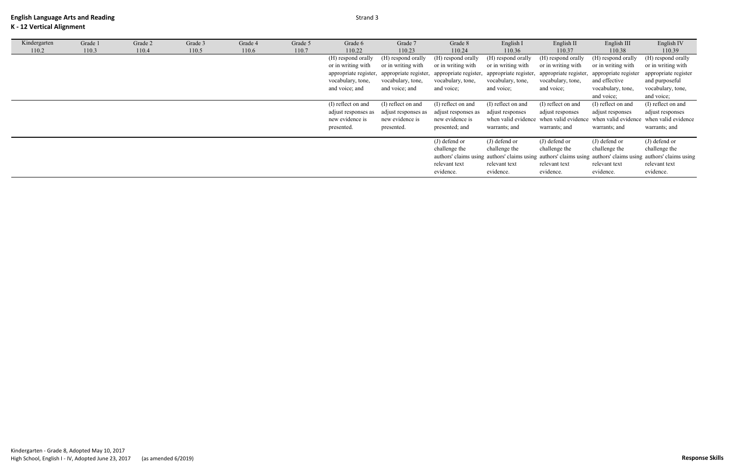**English Language Arts and Reading**
**K - 12 Vertical Alignment**

Strand 3

| Kindergarten 110.2 | Grade 1 110.3 | Grade 2 110.4 | Grade 3 110.5 | Grade 4 110.6 | Grade 5 110.7 | Grade 6 110.22 | Grade 7 110.23 | Grade 8 110.24 | English I 110.36 | English II 110.37 | English III 110.38 | English IV 110.39 |
|---|---|---|---|---|---|---|---|---|---|---|---|---|
| | | | | | | (H) respond orally or in writing with appropriate register, vocabulary, tone, and voice; and | (H) respond orally or in writing with appropriate register, vocabulary, tone, and voice; and | (H) respond orally or in writing with appropriate register, vocabulary, tone, and voice; | (H) respond orally or in writing with appropriate register, vocabulary, tone, and voice; | (H) respond orally or in writing with appropriate register, vocabulary, tone, and voice; | (H) respond orally or in writing with appropriate register and effective vocabulary, tone, and voice; | (H) respond orally or in writing with appropriate register and purposeful vocabulary, tone, and voice; |
| | | | | | | (I) reflect on and adjust responses as new evidence is presented. | (I) reflect on and adjust responses as new evidence is presented. | (I) reflect on and adjust responses as new evidence is presented; and | (I) reflect on and adjust responses when valid evidence warrants; and | (I) reflect on and adjust responses when valid evidence warrants; and | (I) reflect on and adjust responses when valid evidence warrants; and | (I) reflect on and adjust responses when valid evidence warrants; and |
| | | | | | | | | (J) defend or challenge the authors' claims using relevant text evidence. | (J) defend or challenge the authors' claims using relevant text evidence. | (J) defend or challenge the authors' claims using relevant text evidence. | (J) defend or challenge the authors' claims using relevant text evidence. | (J) defend or challenge the authors' claims using relevant text evidence. |

Kindergarten - Grade 8, Adopted May 10, 2017
High School, English I - IV, Adopted June 23, 2017 (as amended 6/2019)

**Response Skills**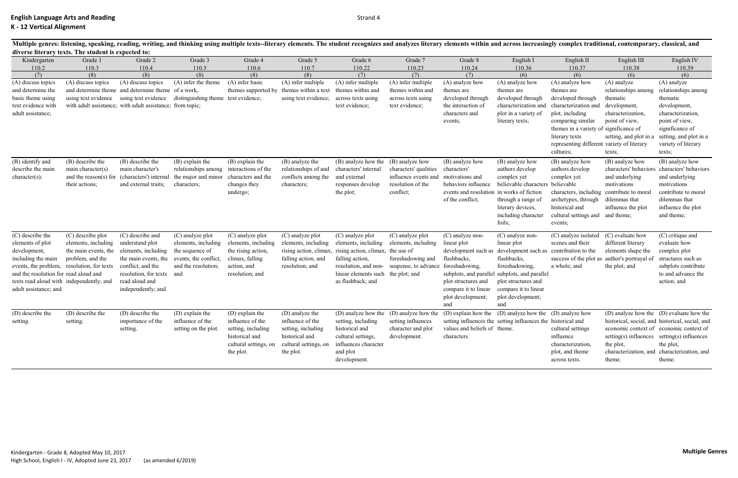**English Language Arts and Reading**
**K - 12 Vertical Alignment**

Strand 4

**Multiple genres: listening, speaking, reading, writing, and thinking using multiple texts--literary elements. The student recognizes and analyzes literary elements within and across increasingly complex traditional, contemporary, classical, and diverse literary texts. The student is expected to:**

| Kindergarten 110.2 (7) | Grade 1 110.3 (8) | Grade 2 110.4 (8) | Grade 3 110.5 (8) | Grade 4 110.6 (8) | Grade 5 110.7 (8) | Grade 6 110.22 (7) | Grade 7 110.23 (7) | Grade 8 110.24 (7) | English I 110.36 (6) | English II 110.37 (6) | English III 110.38 (6) | English IV 110.39 (6) |
|---|---|---|---|---|---|---|---|---|---|---|---|---|
| (A) discuss topics and determine the basic theme using text evidence with adult assistance; | (A) discuss topics and determine theme using text evidence with adult assistance; | (A) discuss topics and determine theme using text evidence with adult assistance; | (A) infer the theme of a work, distinguishing theme from topic; | (A) infer basic themes supported by text evidence; | (A) infer multiple themes within a text using text evidence; | (A) infer multiple themes within and across texts using text evidence; | (A) infer multiple themes within and across texts using text evidence; | (A) analyze how themes are developed through the interaction of characters and events; | (A) analyze how themes are developed through characterization and plot in a variety of literary texts; | (A) analyze how themes are developed through characterization and plot, including comparing similar themes in a variety of literary texts representing different cultures; | (A) analyze relationships among thematic development, characterization, point of view, significance of setting, and plot in a variety of literary texts; | (A) analyze relationships among thematic development, characterization, point of view, significance of setting, and plot in a variety of literary texts; |
| (B) identify and describe the main character(s); | (B) describe the main character(s) and the reason(s) for their actions; | (B) describe the main character's (characters') internal and external traits; | (B) explain the relationships among the major and minor characters; | (B) explain the interactions of the characters and the changes they undergo; | (B) analyze the relationships of and conflicts among the characters; | (B) analyze how the characters' internal and external responses develop the plot; | (B) analyze how characters' qualities influence events and resolution of the conflict; | (B) analyze how characters' motivations and behaviors influence events and resolution of the conflict; | (B) analyze how authors develop complex yet believable characters in works of fiction through a range of literary devices, including character foils; | (B) analyze how authors develop complex yet believable characters, including archetypes, through historical and cultural settings and events; | (B) analyze how characters' behaviors and underlying motivations contribute to moral dilemmas that influence the plot and theme; | (B) analyze how characters' behaviors and underlying motivations contribute to moral dilemmas that influence the plot and theme; |
| (C) describe the elements of plot development, including the main events, the problem, and the resolution for texts read aloud with adult assistance; and | (C) describe plot elements, including the main events, the problem, and the resolution, for texts read aloud and independently; and | (C) describe and understand plot elements, including the main events, the conflict, and the resolution, for texts read aloud and independently; and | (C) analyze plot elements, including the sequence of events, the conflict, and the resolution; and | (C) analyze plot elements, including the rising action, climax, falling action, and resolution; and | (C) analyze plot elements, including rising action, climax, falling action, and resolution; and | (C) analyze plot elements, including rising action, climax, falling action, resolution, and non-linear elements such as flashback; and | (C) analyze plot elements, including the use of foreshadowing and suspense, to advance the plot; and | (C) analyze non-linear plot development such as flashbacks, foreshadowing, subplots, and parallel plot structures and compare it to linear plot development; and | (C) analyze non-linear plot development such as flashbacks, foreshadowing, subplots, and parallel plot structures and compare it to linear plot development; and | (C) analyze isolated scenes and their contribution to the success of the plot as a whole; and | (C) evaluate how different literary elements shape the author's portrayal of the plot; and | (C) critique and evaluate how complex plot structures such as subplots contribute to and advance the action; and |
| (D) describe the setting. | (D) describe the setting. | (D) describe the importance of the setting. | (D) explain the influence of the setting on the plot. | (D) explain the influence of the setting, including historical and cultural settings, on the plot. | (D) analyze the influence of the setting, including historical and cultural settings, on the plot. | (D) analyze how the setting, including historical and cultural settings, influences character and plot development. | (D) analyze how the setting influences character and plot development. | (D) explain how the setting influences the values and beliefs of characters. | (D) analyze how the setting influences the theme. | (D) analyze how historical and cultural settings influence characterization, plot, and theme across texts. | (D) analyze how the historical, social, and economic context of setting(s) influences the plot, characterization, and theme. | (D) evaluate how the historical, social, and economic context of setting(s) influences the plot, characterization, and theme. |

Kindergarten - Grade 8, Adopted May 10, 2017
High School, English I - IV, Adopted June 23, 2017 (as amended 6/2019)

**Multiple Genres**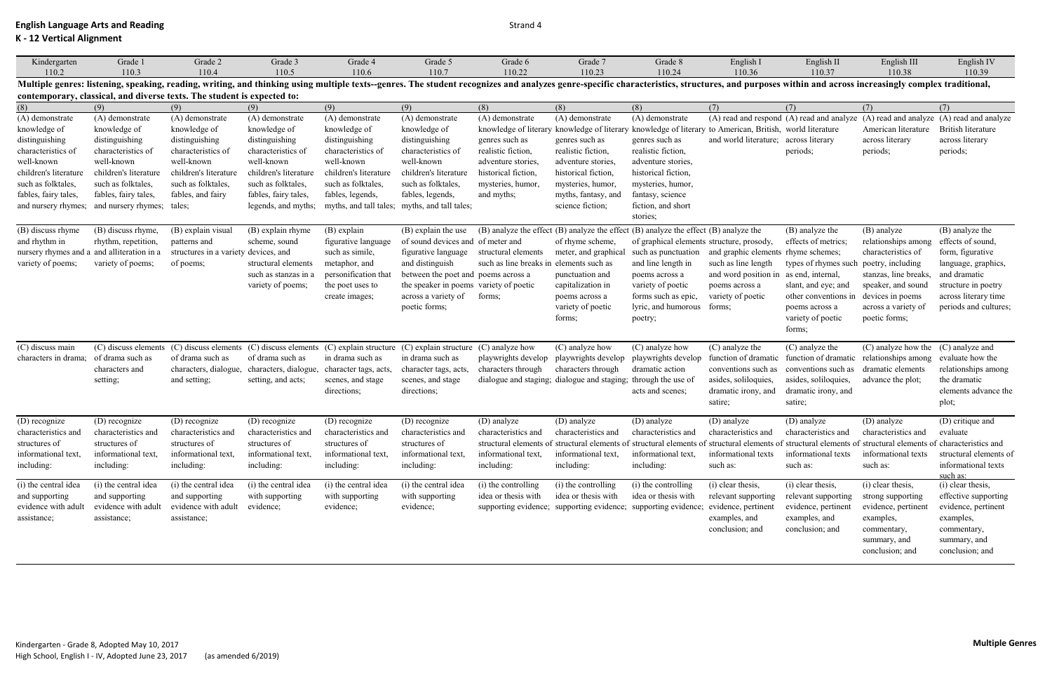**English Language Arts and Reading**
**K - 12 Vertical Alignment**

Strand 4

| Kindergarten 110.2 | Grade 1 110.3 | Grade 2 110.4 | Grade 3 110.5 | Grade 4 110.6 | Grade 5 110.7 | Grade 6 110.22 | Grade 7 110.23 | Grade 8 110.24 | English I 110.36 | English II 110.37 | English III 110.38 | English IV 110.39 |
|---|---|---|---|---|---|---|---|---|---|---|---|---|
| **Multiple genres: listening, speaking, reading, writing, and thinking using multiple texts--genres. The student recognizes and analyzes genre-specific characteristics, structures, and purposes within and across increasingly complex traditional, contemporary, classical, and diverse texts. The student is expected to:** | | | | | | | | | | | | |
| (8) | (9) | (9) | (9) | (9) | (9) | (8) | (8) | (8) | (7) | (7) | (7) | (7) |
| (A) demonstrate knowledge of distinguishing characteristics of well-known children's literature such as folktales, fables, fairy tales, and nursery rhymes; | (A) demonstrate knowledge of distinguishing characteristics of well-known children's literature such as folktales, fables, fairy tales, and nursery rhymes; | (A) demonstrate knowledge of distinguishing characteristics of well-known children's literature such as folktales, fables, and fairy tales; | (A) demonstrate knowledge of distinguishing characteristics of well-known children's literature such as folktales, fables, fairy tales, legends, and myths; | (A) demonstrate knowledge of distinguishing characteristics of well-known children's literature such as folktales, fables, legends, myths, and tall tales; | (A) demonstrate knowledge of distinguishing characteristics of well-known children's literature such as folktales, fables, legends, myths, and tall tales; | (A) demonstrate knowledge of literary genres such as realistic fiction, adventure stories, historical fiction, mysteries, humor, and myths; | (A) demonstrate knowledge of literary genres such as realistic fiction, adventure stories, historical fiction, mysteries, humor, myths, fantasy, and science fiction; | (A) demonstrate knowledge of literary genres such as realistic fiction, adventure stories, historical fiction, mysteries, humor, fantasy, science fiction, and short stories; | (A) read and respond to American, British, and world literature; | (A) read and analyze world literature across literary periods; | (A) read and analyze American literature across literary periods; | (A) read and analyze British literature across literary periods; |
| (B) discuss rhyme and rhythm in nursery rhymes and a variety of poems; | (B) discuss rhyme, rhythm, repetition, and alliteration in a variety of poems; | (B) explain visual patterns and structures in a variety of poems; | (B) explain rhyme scheme, sound devices, and structural elements such as stanzas in a variety of poems; | (B) explain figurative language such as simile, metaphor, and personification that the poet uses to create images; | (B) explain the use of sound devices and figurative language and distinguish between the poet and the speaker in poems across a variety of poetic forms; | (B) analyze the effect of meter and structural elements such as line breaks in poems across a variety of poetic forms; | (B) analyze the effect of rhyme scheme, meter, and graphical elements such as punctuation and capitalization in poems across a variety of poetic forms; | (B) analyze the effect of graphical elements such as punctuation and line length in poems across a variety of poetic forms such as epic, lyric, and humorous poetry; | (B) analyze the structure, prosody, and graphic elements such as line length and word position in poems across a variety of poetic forms; | (B) analyze the effects of metrics; rhyme schemes; types of rhymes such as end, internal, slant, and eye; and other conventions in poems across a variety of poetic forms; | (B) analyze relationships among characteristics of poetry, including stanzas, line breaks, speaker, and sound devices in poems across a variety of poetic forms; | (B) analyze the effects of sound, form, figurative language, graphics, and dramatic structure in poetry across literary time periods and cultures; |
| (C) discuss main characters in drama; | (C) discuss elements of drama such as characters and setting; | (C) discuss elements of drama such as characters, dialogue, and setting; | (C) discuss elements of drama such as characters, dialogue, setting, and acts; | (C) explain structure in drama such as character tags, acts, scenes, and stage directions; | (C) explain structure in drama such as character tags, acts, scenes, and stage directions; | (C) analyze how playwrights develop characters through dialogue and staging; | (C) analyze how playwrights develop characters through dialogue and staging; | (C) analyze how playwrights develop dramatic action through the use of acts and scenes; | (C) analyze the function of dramatic conventions such as asides, soliloquies, dramatic irony, and satire; | (C) analyze the function of dramatic conventions such as asides, soliloquies, dramatic irony, and satire; | (C) analyze how the relationships among dramatic elements advance the plot; | (C) analyze and evaluate how the relationships among the dramatic elements advance the plot; |
| (D) recognize characteristics and structures of informational text, including: | (D) recognize characteristics and structures of informational text, including: | (D) recognize characteristics and structures of informational text, including: | (D) recognize characteristics and structures of informational text, including: | (D) recognize characteristics and structures of informational text, including: | (D) recognize characteristics and structures of informational text, including: | (D) analyze characteristics and structural elements of informational text, including: | (D) analyze characteristics and structural elements of informational text, including: | (D) analyze characteristics and structural elements of informational text, including: | (D) analyze characteristics and structural elements of informational texts such as: | (D) analyze characteristics and structural elements of informational texts such as: | (D) analyze characteristics and structural elements of informational texts such as: | (D) critique and evaluate characteristics and structural elements of informational texts such as: |
| (i) the central idea and supporting evidence with adult assistance; | (i) the central idea and supporting evidence with adult assistance; | (i) the central idea and supporting evidence with adult assistance; | (i) the central idea with supporting evidence; | (i) the central idea with supporting evidence; | (i) the central idea with supporting evidence; | (i) the controlling idea or thesis with supporting evidence; | (i) the controlling idea or thesis with supporting evidence; | (i) the controlling idea or thesis with supporting evidence; | (i) clear thesis, relevant supporting evidence, pertinent examples, and conclusion; and | (i) clear thesis, relevant supporting evidence, pertinent examples, and conclusion; and | (i) clear thesis, strong supporting evidence, pertinent examples, commentary, summary, and conclusion; and | (i) clear thesis, effective supporting evidence, pertinent examples, commentary, summary, and conclusion; and |

Kindergarten - Grade 8, Adopted May 10, 2017
High School, English I - IV, Adopted June 23, 2017 (as amended 6/2019)

**Multiple Genres**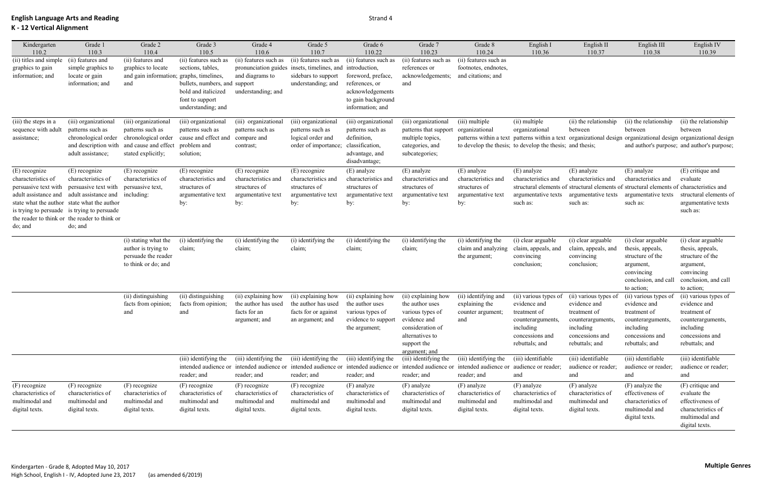**English Language Arts and Reading**
**K - 12 Vertical Alignment**

Strand 4

| Kindergarten 110.2 | Grade 1 110.3 | Grade 2 110.4 | Grade 3 110.5 | Grade 4 110.6 | Grade 5 110.7 | Grade 6 110.22 | Grade 7 110.23 | Grade 8 110.24 | English I 110.36 | English II 110.37 | English III 110.38 | English IV 110.39 |
|---|---|---|---|---|---|---|---|---|---|---|---|---|
| (ii) titles and simple graphics to gain information; and | (ii) features and simple graphics to locate or gain information; and | (ii) features and graphics to locate and gain information; and | (ii) features such as sections, tables, graphs, timelines, bullets, numbers, and bold and italicized font to support understanding; and | (ii) features such as pronunciation guides and diagrams to support understanding; and | (ii) features such as insets, timelines, and sidebars to support understanding; and | (ii) features such as introduction, foreword, preface, references, or acknowledgements to gain background information; and | (ii) features such as references or acknowledgements; and | (ii) features such as footnotes, endnotes, and citations; and | | | | |
| (iii) the steps in a sequence with adult assistance; | (iii) organizational patterns such as chronological order and description with adult assistance; | (iii) organizational patterns such as chronological order and cause and effect stated explicitly; | (iii) organizational patterns such as cause and effect and problem and solution; | (iii) organizational patterns such as compare and contrast; | (iii) organizational patterns such as logical order and order of importance; | (iii) organizational patterns such as definition, classification, advantage, and disadvantage; | (iii) organizational patterns that support multiple topics, categories, and subcategories; | (iii) multiple organizational patterns within a text to develop the thesis; | (ii) multiple organizational patterns within a text to develop the thesis; and | (ii) the relationship between organizational design and thesis; | (ii) the relationship between organizational design and author's purpose; and | (ii) the relationship between organizational design and author's purpose; |
| (E) recognize characteristics of persuasive text with adult assistance and state what the author is trying to persuade the reader to think or do; and | (E) recognize characteristics of persuasive text with adult assistance and state what the author is trying to persuade the reader to think or do; and | (E) recognize characteristics of persuasive text, including: | (E) recognize characteristics and structures of argumentative text by: | (E) recognize characteristics and structures of argumentative text by: | (E) recognize characteristics and structures of argumentative text by: | (E) analyze characteristics and structures of argumentative text by: | (E) analyze characteristics and structures of argumentative text by: | (E) analyze characteristics and structures of argumentative text by: | (E) analyze characteristics and structural elements of argumentative texts such as: | (E) analyze characteristics and structural elements of argumentative texts such as: | (E) analyze characteristics and structural elements of argumentative texts such as: | (E) critique and evaluate characteristics and structural elements of argumentative texts such as: |
| | | (i) stating what the author is trying to persuade the reader to think or do; and | (i) identifying the claim; | (i) identifying the claim; | (i) identifying the claim; | (i) identifying the claim; | (i) identifying the claim; | (i) identifying the claim and analyzing the argument; | (i) clear arguable claim, appeals, and convincing conclusion; | (i) clear arguable claim, appeals, and convincing conclusion; | (i) clear arguable thesis, appeals, structure of the argument, convincing conclusion, and call to action; | (i) clear arguable thesis, appeals, structure of the argument, convincing conclusion, and call to action; |
| | | (ii) distinguishing facts from opinion; and | (ii) distinguishing facts from opinion; and | (ii) explaining how the author has used facts for an argument; and | (ii) explaining how the author has used facts for or against an argument; and | (ii) explaining how the author uses various types of evidence to support the argument; | (ii) explaining how the author uses various types of evidence and consideration of alternatives to support the argument; and | (ii) identifying and explaining the counter argument; and | (ii) various types of evidence and treatment of counterarguments, including concessions and rebuttals; and | (ii) various types of evidence and treatment of counterarguments, including concessions and rebuttals; and | (ii) various types of evidence and treatment of counterarguments, including concessions and rebuttals; and | (ii) various types of evidence and treatment of counterarguments, including concessions and rebuttals; and |
| | | | (iii) identifying the intended audience or reader; and | (iii) identifying the intended audience or reader; and | (iii) identifying the intended audience or reader; and | (iii) identifying the intended audience or reader; and | (iii) identifying the intended audience or reader; and | (iii) identifying the intended audience or reader; and | (iii) identifiable audience or reader; and | (iii) identifiable audience or reader; and | (iii) identifiable audience or reader; and | (iii) identifiable audience or reader; and |
| (F) recognize characteristics of multimodal and digital texts. | (F) recognize characteristics of multimodal and digital texts. | (F) recognize characteristics of multimodal and digital texts. | (F) recognize characteristics of multimodal and digital texts. | (F) recognize characteristics of multimodal and digital texts. | (F) recognize characteristics of multimodal and digital texts. | (F) analyze characteristics of multimodal and digital texts. | (F) analyze characteristics of multimodal and digital texts. | (F) analyze characteristics of multimodal and digital texts. | (F) analyze characteristics of multimodal and digital texts. | (F) analyze characteristics of multimodal and digital texts. | (F) analyze the effectiveness of characteristics of multimodal and digital texts. | (F) critique and evaluate the effectiveness of characteristics of multimodal and digital texts. |

Kindergarten - Grade 8, Adopted May 10, 2017
High School, English I - IV, Adopted June 23, 2017 (as amended 6/2019)

**Multiple Genres**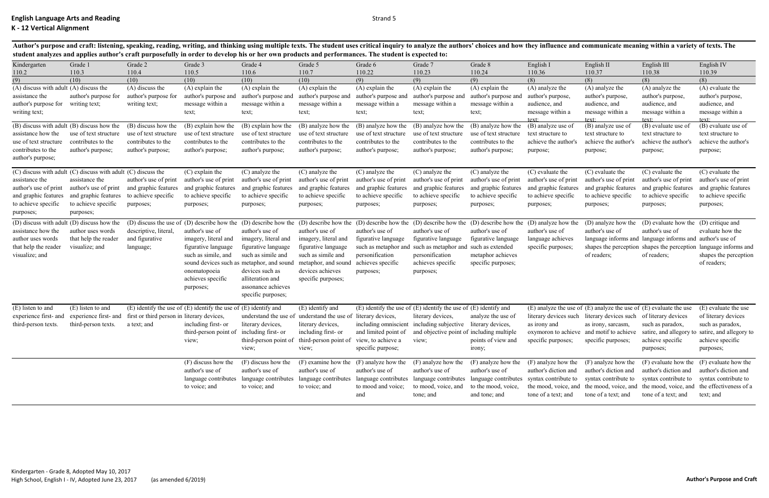**English Language Arts and Reading**
**K - 12 Vertical Alignment**

Strand 5

**Author's purpose and craft: listening, speaking, reading, writing, and thinking using multiple texts. The student uses critical inquiry to analyze the authors' choices and how they influence and communicate meaning within a variety of texts. The student analyzes and applies author's craft purposefully in order to develop his or her own products and performances. The student is expected to:**

| Kindergarten 110.2 (9) | Grade 1 110.3 (10) | Grade 2 110.4 (10) | Grade 3 110.5 (10) | Grade 4 110.6 (10) | Grade 5 110.7 (10) | Grade 6 110.22 (9) | Grade 7 110.23 (9) | Grade 8 110.24 (9) | English I 110.36 (8) | English II 110.37 (8) | English III 110.38 (8) | English IV 110.39 (8) |
|---|---|---|---|---|---|---|---|---|---|---|---|---|
| (A) discuss with adult assistance the author's purpose for writing text; | (A) discuss the author's purpose for writing text; | (A) discuss the author's purpose for writing text; | (A) explain the author's purpose and message within a text; | (A) explain the author's purpose and message within a text; | (A) explain the author's purpose and message within a text; | (A) explain the author's purpose and message within a text; | (A) explain the author's purpose and message within a text; | (A) explain the author's purpose and message within a text; | (A) analyze the author's purpose, audience, and message within a text; | (A) analyze the author's purpose, audience, and message within a text; | (A) analyze the author's purpose, audience, and message within a text; | (A) evaluate the author's purpose, audience, and message within a text; |
| (B) discuss with adult assistance how the use of text structure contributes to the author's purpose; | (B) discuss how the use of text structure contributes to the author's purpose; | (B) discuss how the use of text structure contributes to the author's purpose; | (B) explain how the use of text structure contributes to the author's purpose; | (B) explain how the use of text structure contributes to the author's purpose; | (B) analyze how the use of text structure contributes to the author's purpose; | (B) analyze how the use of text structure contributes to the author's purpose; | (B) analyze how the use of text structure contributes to the author's purpose; | (B) analyze how the use of text structure contributes to the author's purpose; | (B) analyze use of text structure to achieve the author's purpose; | (B) analyze use of text structure to achieve the author's purpose; | (B) evaluate use of text structure to achieve the author's purpose; | (B) evaluate use of text structure to achieve the author's purpose; |
| (C) discuss with adult assistance the author's use of print and graphic features to achieve specific purposes; | (C) discuss with adult assistance the author's use of print and graphic features to achieve specific purposes; | (C) discuss the author's use of print and graphic features to achieve specific purposes; | (C) explain the author's use of print and graphic features to achieve specific purposes; | (C) analyze the author's use of print and graphic features to achieve specific purposes; | (C) analyze the author's use of print and graphic features to achieve specific purposes; | (C) analyze the author's use of print and graphic features to achieve specific purposes; | (C) analyze the author's use of print and graphic features to achieve specific purposes; | (C) analyze the author's use of print and graphic features to achieve specific purposes; | (C) evaluate the author's use of print and graphic features to achieve specific purposes; | (C) evaluate the author's use of print and graphic features to achieve specific purposes; | (C) evaluate the author's use of print and graphic features to achieve specific purposes; | (C) evaluate the author's use of print and graphic features to achieve specific purposes; |
| (D) discuss with adult assistance how the author uses words that help the reader visualize; and | (D) discuss how the author uses words that help the reader visualize; and | (D) discuss the use of descriptive, literal, and figurative language; | (D) describe how the author's use of imagery, literal and figurative language such as simile, and sound devices such as onomatopoeia achieves specific purposes; | (D) describe how the author's use of imagery, literal and figurative language such as simile and metaphor, and sound devices such as alliteration and assonance achieves specific purposes; | (D) describe how the author's use of imagery, literal and figurative language such as simile and metaphor, and sound devices achieves specific purposes; | (D) describe how the author's use of figurative language such as metaphor and personification achieves specific purposes; | (D) describe how the author's use of figurative language such as metaphor and personification achieves specific purposes; | (D) describe how the author's use of figurative language such as extended metaphor achieves specific purposes; | (D) analyze how the author's use of language achieves specific purposes; | (D) analyze how the author's use of language informs and shapes the perception of readers; | (D) evaluate how the author's use of language informs and shapes the perception of readers; | (D) critique and evaluate how the author's use of language informs and shapes the perception of readers; |
| (E) listen to and experience first- and third-person texts. | (E) listen to and experience first- and third-person texts. | (E) identify the use of first or third person in a text; and | (E) identify the use of literary devices, including first- or third-person point of view; | (E) identify and understand the use of literary devices, including first- or third-person point of view; | (E) identify and understand the use of literary devices, including first- or third-person point of view; | (E) identify the use of literary devices, including omniscient and limited point of view, to achieve a specific purpose; | (E) identify the use of literary devices, including subjective and objective point of view; | (E) identify and analyze the use of literary devices, including multiple points of view and irony; | (E) analyze the use of literary devices such as irony and oxymoron to achieve specific purposes; | (E) analyze the use of literary devices such as irony, sarcasm, and motif to achieve specific purposes; | (E) evaluate the use of literary devices such as paradox, satire, and allegory to achieve specific purposes; | (E) evaluate the use of literary devices such as paradox, satire, and allegory to achieve specific purposes; |
| | | | (F) discuss how the author's use of language contributes to voice; and | (F) discuss how the author's use of language contributes to voice; and | (F) examine how the author's use of language contributes to voice; and | (F) analyze how the author's use of language contributes to mood and voice; and | (F) analyze how the author's use of language contributes to mood, voice, and tone; and | (F) analyze how the author's use of language contributes to the mood, voice, and tone; and | (F) analyze how the author's diction and syntax contribute to the mood, voice, and tone of a text; and | (F) analyze how the author's diction and syntax contribute to the mood, voice, and tone of a text; and | (F) evaluate how the author's diction and syntax contribute to the mood, voice, and tone of a text; and | (F) evaluate how the author's diction and syntax contribute to the effectiveness of a text; and |

Kindergarten - Grade 8, Adopted May 10, 2017
High School, English I - IV, Adopted June 23, 2017 (as amended 6/2019)

**Author's Purpose and Craft**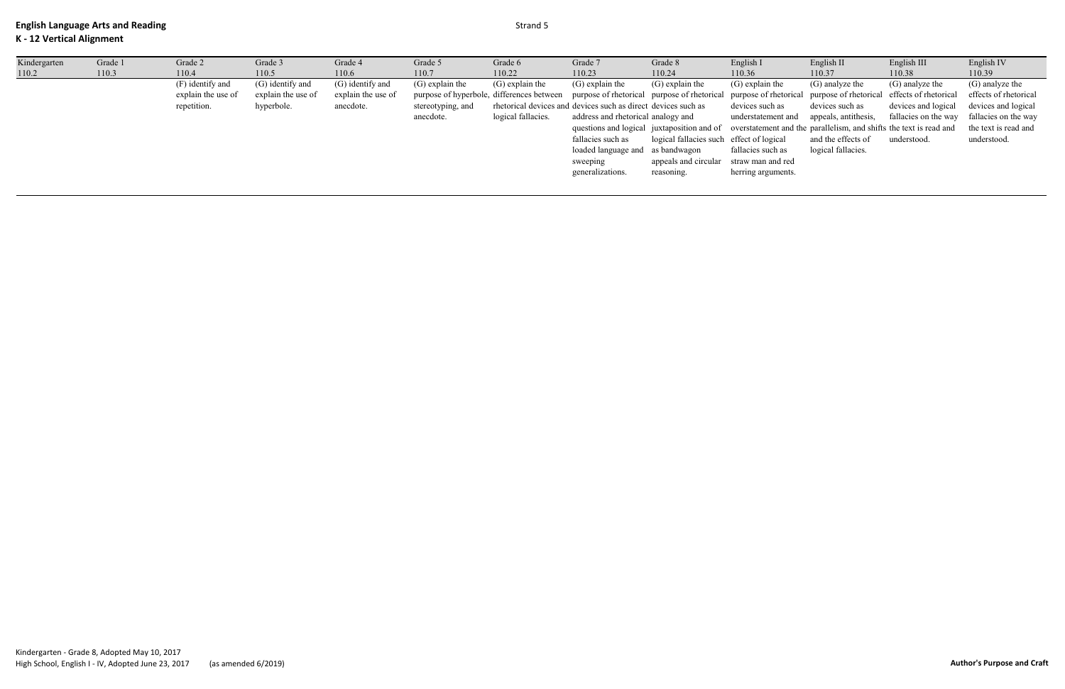**English Language Arts and Reading**
**K - 12 Vertical Alignment**

Strand 5

| Kindergarten 110.2 | Grade 1 110.3 | Grade 2 110.4 | Grade 3 110.5 | Grade 4 110.6 | Grade 5 110.7 | Grade 6 110.22 | Grade 7 110.23 | Grade 8 110.24 | English I 110.36 | English II 110.37 | English III 110.38 | English IV 110.39 |
|---|---|---|---|---|---|---|---|---|---|---|---|---|
| | | (F) identify and explain the use of repetition. | (G) identify and explain the use of hyperbole. | (G) identify and explain the use of anecdote. | (G) explain the purpose of hyperbole, stereotyping, and anecdote. | (G) explain the differences between rhetorical devices and logical fallacies. | (G) explain the purpose of rhetorical devices such as direct address and rhetorical questions and logical fallacies such as loaded language and sweeping generalizations. | (G) explain the purpose of rhetorical devices such as analogy and juxtaposition and of logical fallacies such as bandwagon appeals and circular reasoning. | (G) explain the purpose of rhetorical devices such as understatement and overstatement and the effect of logical fallacies such as straw man and red herring arguments. | (G) analyze the purpose of rhetorical devices such as appeals, antithesis, parallelism, and shifts and the effects of logical fallacies. | (G) analyze the effects of rhetorical devices and logical fallacies on the way the text is read and understood. | (G) analyze the effects of rhetorical devices and logical fallacies on the way the text is read and understood. |

Kindergarten - Grade 8, Adopted May 10, 2017
High School, English I - IV, Adopted June 23, 2017 (as amended 6/2019)

**Author's Purpose and Craft**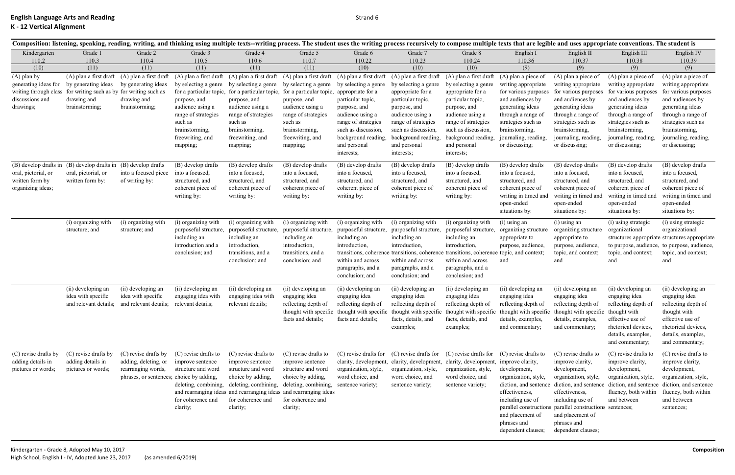**English Language Arts and Reading**
**K - 12 Vertical Alignment**

Strand 6

**Composition: listening, speaking, reading, writing, and thinking using multiple texts--writing process. The student uses the writing process recursively to compose multiple texts that are legible and uses appropriate conventions. The student is**

| Kindergarten 110.2 (10) | Grade 1 110.3 (11) | Grade 2 110.4 (11) | Grade 3 110.5 (11) | Grade 4 110.6 (11) | Grade 5 110.7 (11) | Grade 6 110.22 (10) | Grade 7 110.23 (10) | Grade 8 110.24 (10) | English I 110.36 (9) | English II 110.37 (9) | English III 110.38 (9) | English IV 110.39 (9) |
|---|---|---|---|---|---|---|---|---|---|---|---|---|
| (A) plan by generating ideas for writing through class discussions and drawings; | (A) plan a first draft by generating ideas for writing such as by drawing and brainstorming; | (A) plan a first draft by generating ideas for writing such as drawing and brainstorming; | (A) plan a first draft by selecting a genre for a particular topic, purpose, and audience using a range of strategies such as brainstorming, freewriting, and mapping; | (A) plan a first draft by selecting a genre for a particular topic, purpose, and audience using a range of strategies such as brainstorming, freewriting, and mapping; | (A) plan a first draft by selecting a genre for a particular topic, purpose, and audience using a range of strategies such as brainstorming, freewriting, and mapping; | (A) plan a first draft by selecting a genre appropriate for a particular topic, purpose, and audience using a range of strategies such as discussion, background reading, and personal interests; | (A) plan a first draft by selecting a genre appropriate for a particular topic, purpose, and audience using a range of strategies such as discussion, background reading, and personal interests; | (A) plan a first draft by selecting a genre appropriate for a particular topic, purpose, and audience using a range of strategies such as discussion, background reading, and personal interests; | (A) plan a piece of writing appropriate for various purposes and audiences by generating ideas through a range of strategies such as brainstorming, journaling, reading, or discussing; | (A) plan a piece of writing appropriate for various purposes and audiences by generating ideas through a range of strategies such as brainstorming, journaling, reading, or discussing; | (A) plan a piece of writing appropriate for various purposes and audiences by generating ideas through a range of strategies such as brainstorming, journaling, reading, or discussing; | (A) plan a piece of writing appropriate for various purposes and audiences by generating ideas through a range of strategies such as brainstorming, journaling, reading, or discussing; |
| (B) develop drafts in oral, pictorial, or written form by organizing ideas; | (B) develop drafts in oral, pictorial, or written form by: | (B) develop drafts into a focused piece of writing by: | (B) develop drafts into a focused, structured, and coherent piece of writing by: | (B) develop drafts into a focused, structured, and coherent piece of writing by: | (B) develop drafts into a focused, structured, and coherent piece of writing by: | (B) develop drafts into a focused, structured, and coherent piece of writing by: | (B) develop drafts into a focused, structured, and coherent piece of writing by: | (B) develop drafts into a focused, structured, and coherent piece of writing by: | (B) develop drafts into a focused, structured, and coherent piece of writing in timed and open-ended situations by: | (B) develop drafts into a focused, structured, and coherent piece of writing in timed and open-ended situations by: | (B) develop drafts into a focused, structured, and coherent piece of writing in timed and open-ended situations by: | (B) develop drafts into a focused, structured, and coherent piece of writing in timed and open-ended situations by: |
| | (i) organizing with structure; and | (i) organizing with structure; and | (i) organizing with purposeful structure, including an introduction and a conclusion; and | (i) organizing with purposeful structure, including an introduction, transitions, and a conclusion; and | (i) organizing with purposeful structure, including an introduction, transitions, and a conclusion; and | (i) organizing with purposeful structure, including an introduction, transitions, coherence within and across paragraphs, and a conclusion; and | (i) organizing with purposeful structure, including an introduction, transitions, coherence within and across paragraphs, and a conclusion; and | (i) organizing with purposeful structure, including an introduction, transitions, coherence within and across paragraphs, and a conclusion; and | (i) using an organizing structure appropriate to purpose, audience, topic, and context; and | (i) using an organizing structure appropriate to purpose, audience, topic, and context; and | (i) using strategic organizational structures appropriate to purpose, audience, topic, and context; and | (i) using strategic organizational structures appropriate to purpose, audience, topic, and context; and |
| | (ii) developing an idea with specific and relevant details; | (ii) developing an idea with specific and relevant details; | (ii) developing an engaging idea with relevant details; | (ii) developing an engaging idea with relevant details; | (ii) developing an engaging idea reflecting depth of thought with specific facts and details; | (ii) developing an engaging idea reflecting depth of thought with specific facts and details; | (ii) developing an engaging idea reflecting depth of thought with specific facts, details, and examples; | (ii) developing an engaging idea reflecting depth of thought with specific facts, details, and examples; | (ii) developing an engaging idea reflecting depth of thought with specific details, examples, and commentary; | (ii) developing an engaging idea reflecting depth of thought with specific details, examples, and commentary; | (ii) developing an engaging idea reflecting depth of thought with effective use of rhetorical devices, details, examples, and commentary; | (ii) developing an engaging idea reflecting depth of thought with effective use of rhetorical devices, details, examples, and commentary; |
| (C) revise drafts by adding details in pictures or words; | (C) revise drafts by adding details in pictures or words; | (C) revise drafts by adding, deleting, or rearranging words, phrases, or sentences; | (C) revise drafts to improve sentence structure and word choice by adding, deleting, combining, and rearranging ideas for coherence and clarity; | (C) revise drafts to improve sentence structure and word choice by adding, deleting, combining, and rearranging ideas for coherence and clarity; | (C) revise drafts to improve sentence structure and word choice by adding, deleting, combining, and rearranging ideas for coherence and clarity; | (C) revise drafts for clarity, development, organization, style, word choice, and sentence variety; | (C) revise drafts for clarity, development, organization, style, word choice, and sentence variety; | (C) revise drafts for clarity, development, organization, style, word choice, and sentence variety; | (C) revise drafts to improve clarity, development, organization, style, diction, and sentence effectiveness, including use of parallel constructions and placement of phrases and dependent clauses; | (C) revise drafts to improve clarity, development, organization, style, diction, and sentence effectiveness, including use of parallel constructions and placement of phrases and dependent clauses; | (C) revise drafts to improve clarity, development, organization, style, diction, and sentence fluency, both within and between sentences; | (C) revise drafts to improve clarity, development, organization, style, diction, and sentence fluency, both within and between sentences; |

Kindergarten - Grade 8, Adopted May 10, 2017
High School, English I - IV, Adopted June 23, 2017 (as amended 6/2019)

**Composition**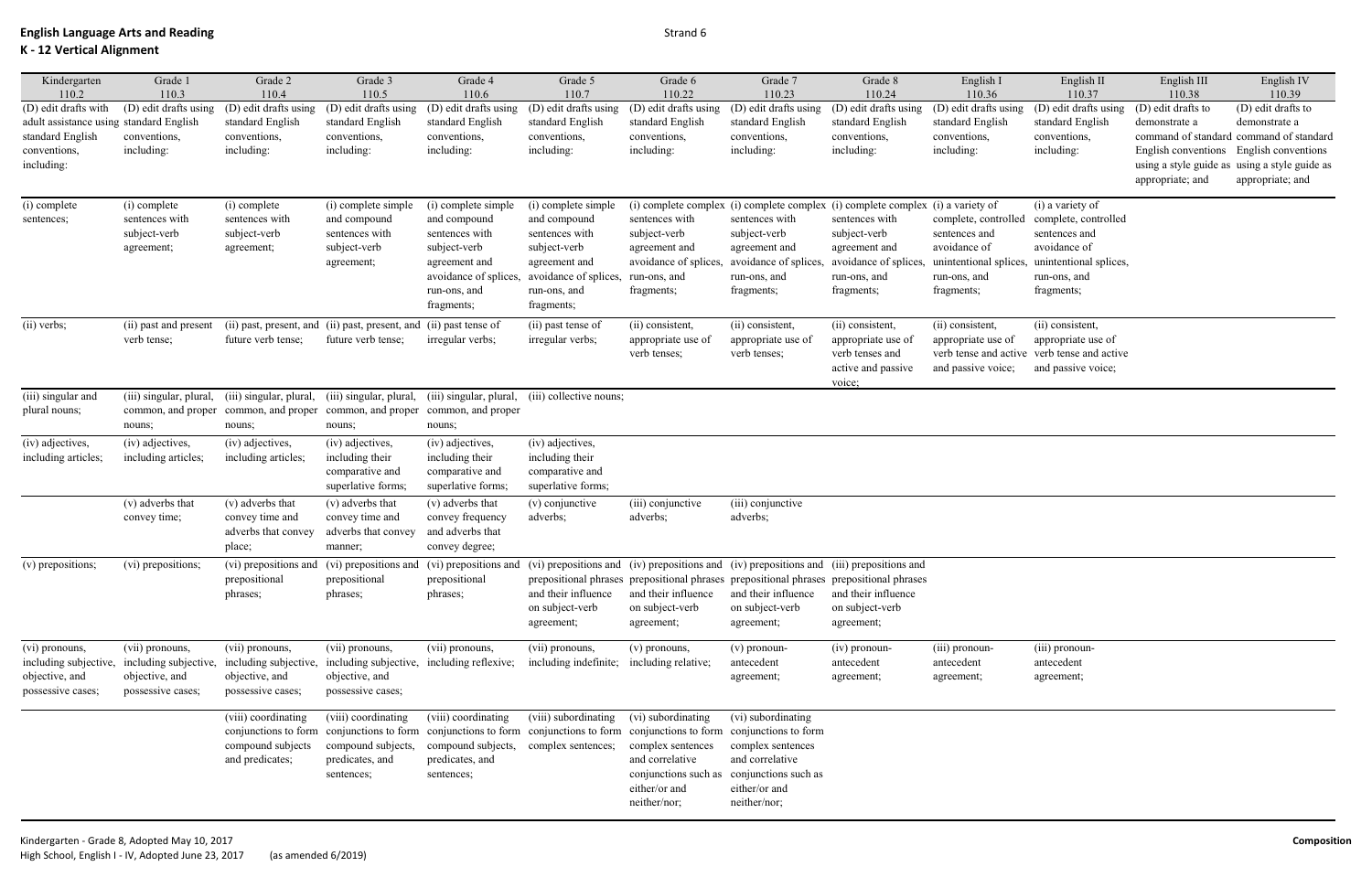**English Language Arts and Reading**
**K - 12 Vertical Alignment**

Strand 6

| Kindergarten 110.2 | Grade 1 110.3 | Grade 2 110.4 | Grade 3 110.5 | Grade 4 110.6 | Grade 5 110.7 | Grade 6 110.22 | Grade 7 110.23 | Grade 8 110.24 | English I 110.36 | English II 110.37 | English III 110.38 | English IV 110.39 |
|---|---|---|---|---|---|---|---|---|---|---|---|---|
| (D) edit drafts with adult assistance using standard English conventions, including: | (D) edit drafts using standard English conventions, including: | (D) edit drafts using standard English conventions, including: | (D) edit drafts using standard English conventions, including: | (D) edit drafts using standard English conventions, including: | (D) edit drafts using standard English conventions, including: | (D) edit drafts using standard English conventions, including: | (D) edit drafts using standard English conventions, including: | (D) edit drafts using standard English conventions, including: | (D) edit drafts using standard English conventions, including: | (D) edit drafts using standard English conventions, including: | (D) edit drafts to demonstrate a command of standard English conventions using a style guide as appropriate; and | (D) edit drafts to demonstrate a command of standard English conventions using a style guide as appropriate; and |
| (i) complete sentences; | (i) complete sentences with subject-verb agreement; | (i) complete sentences with subject-verb agreement; | (i) complete simple and compound sentences with subject-verb agreement; | (i) complete simple and compound sentences with subject-verb agreement and avoidance of splices, run-ons, and fragments; | (i) complete simple and compound sentences with subject-verb agreement and avoidance of splices, run-ons, and fragments; | (i) complete complex sentences with subject-verb agreement and avoidance of splices, run-ons, and fragments; | (i) complete complex sentences with subject-verb agreement and avoidance of splices, run-ons, and fragments; | (i) complete complex sentences with subject-verb agreement and avoidance of splices, run-ons, and fragments; | (i) a variety of complete, controlled sentences and avoidance of unintentional splices, run-ons, and fragments; | (i) a variety of complete, controlled sentences and avoidance of unintentional splices, run-ons, and fragments; | | |
| (ii) verbs; | (ii) past and present verb tense; | (ii) past, present, and future verb tense; | (ii) past, present, and future verb tense; | (ii) past tense of irregular verbs; | (ii) past tense of irregular verbs; | (ii) consistent, appropriate use of verb tenses; | (ii) consistent, appropriate use of verb tenses; | (ii) consistent, appropriate use of verb tenses and active and passive voice; | (ii) consistent, appropriate use of verb tense and active and passive voice; | (ii) consistent, appropriate use of verb tense and active and passive voice; | | |
| (iii) singular and plural nouns; | (iii) singular, plural, common, and proper nouns; | (iii) singular, plural, common, and proper nouns; | (iii) singular, plural, common, and proper nouns; | (iii) singular, plural, common, and proper nouns; | (iii) collective nouns; | | | | | | | |
| (iv) adjectives, including articles; | (iv) adjectives, including articles; | (iv) adjectives, including articles; | (iv) adjectives, including their comparative and superlative forms; | (iv) adjectives, including their comparative and superlative forms; | (iv) adjectives, including their comparative and superlative forms; | | | | | | | |
| | (v) adverbs that convey time; | (v) adverbs that convey time and adverbs that convey place; | (v) adverbs that convey time and adverbs that convey manner; | (v) adverbs that convey frequency and adverbs that convey degree; | (v) conjunctive adverbs; | (iii) conjunctive adverbs; | (iii) conjunctive adverbs; | | | | | |
| (v) prepositions; | (vi) prepositions; | (vi) prepositions and prepositional phrases; | (vi) prepositions and prepositional phrases; | (vi) prepositions and prepositional phrases; | (vi) prepositions and prepositional phrases and their influence on subject-verb agreement; | (iv) prepositions and prepositional phrases and their influence on subject-verb agreement; | (iv) prepositions and prepositional phrases and their influence on subject-verb agreement; | (iii) prepositions and prepositional phrases and their influence on subject-verb agreement; | | | | |
| (vi) pronouns, including subjective, objective, and possessive cases; | (vii) pronouns, including subjective, objective, and possessive cases; | (vii) pronouns, including subjective, objective, and possessive cases; | (vii) pronouns, including subjective, objective, and possessive cases; | (vii) pronouns, including reflexive; | (vii) pronouns, including indefinite; | (v) pronouns, including relative; | (v) pronoun-antecedent agreement; | (iv) pronoun-antecedent agreement; | (iii) pronoun-antecedent agreement; | (iii) pronoun-antecedent agreement; | | |
| | | (viii) coordinating conjunctions to form compound subjects and predicates; | (viii) coordinating conjunctions to form compound subjects, predicates, and sentences; | (viii) coordinating conjunctions to form compound subjects, predicates, and sentences; | (viii) subordinating conjunctions to form complex sentences; | (vi) subordinating conjunctions to form complex sentences and correlative conjunctions such as either/or and neither/nor; | (vi) subordinating conjunctions to form complex sentences and correlative conjunctions such as either/or and neither/nor; | | | | | |

Kindergarten - Grade 8, Adopted May 10, 2017
High School, English I - IV, Adopted June 23, 2017 (as amended 6/2019)

**Composition**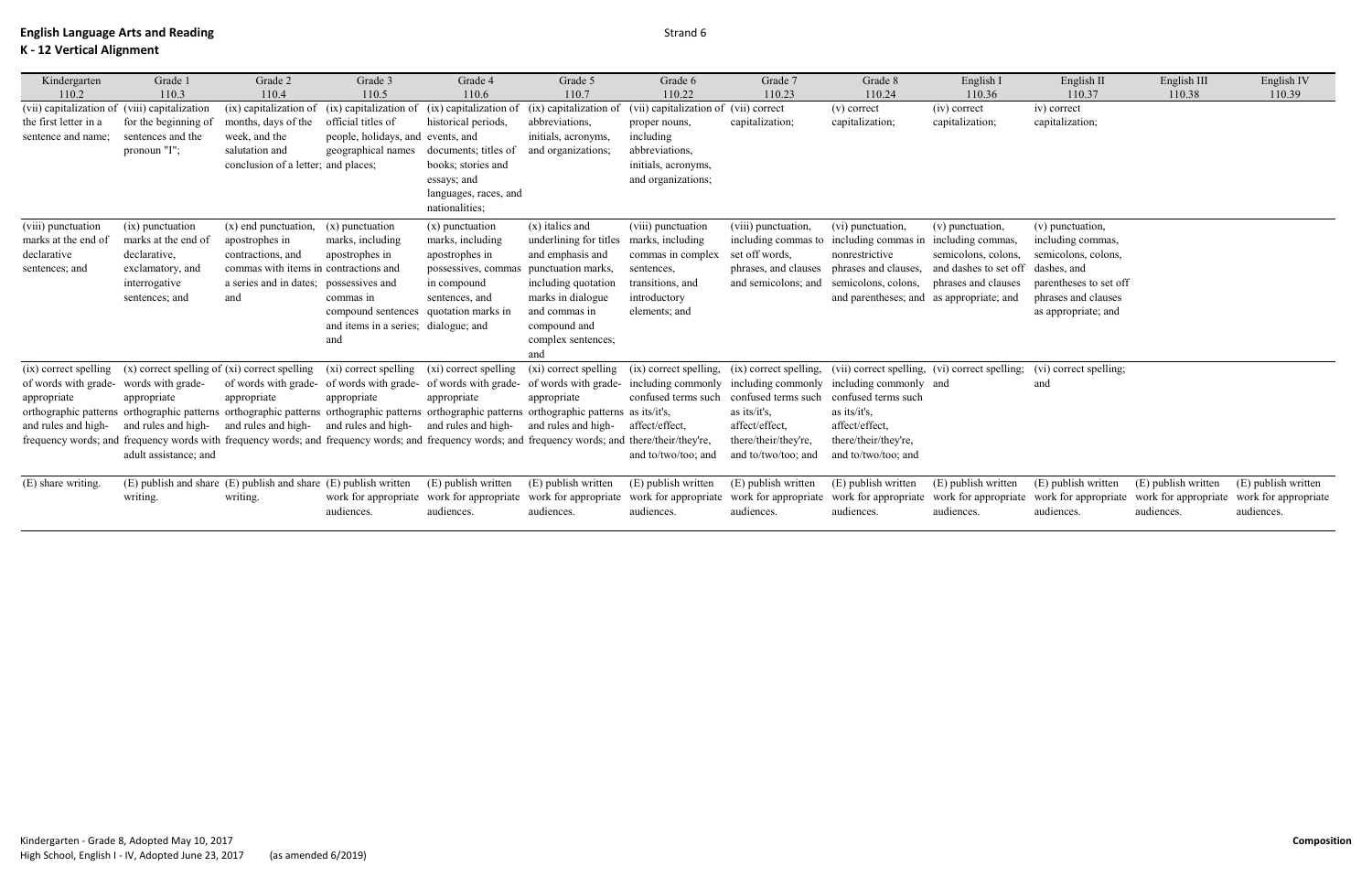**English Language Arts and Reading**
**K - 12 Vertical Alignment**

Strand 6

| Kindergarten 110.2 | Grade 1 110.3 | Grade 2 110.4 | Grade 3 110.5 | Grade 4 110.6 | Grade 5 110.7 | Grade 6 110.22 | Grade 7 110.23 | Grade 8 110.24 | English I 110.36 | English II 110.37 | English III 110.38 | English IV 110.39 |
|---|---|---|---|---|---|---|---|---|---|---|---|---|
| (vii) capitalization of the first letter in a sentence and name; | (viii) capitalization for the beginning of sentences and the pronoun "I"; | (ix) capitalization of months, days of the week, and the salutation and conclusion of a letter; | (ix) capitalization of official titles of people, holidays, and geographical names and places; | (ix) capitalization of historical periods, events, and documents; titles of books; stories and essays; and languages, races, and nationalities; | (ix) capitalization of abbreviations, initials, acronyms, and organizations; | (vii) capitalization of proper nouns, including abbreviations, initials, acronyms, and organizations; | (vii) correct capitalization; | (v) correct capitalization; | (iv) correct capitalization; | iv) correct capitalization; | | |
| (viii) punctuation marks at the end of declarative sentences; and | (ix) punctuation marks at the end of declarative, exclamatory, and interrogative sentences; and | (x) end punctuation, apostrophes in contractions, and commas with items in a series and in dates; and | (x) punctuation marks, including apostrophes in contractions and possessives and commas in compound sentences and items in a series; and | (x) punctuation marks, including apostrophes in possessives, commas in compound sentences, and quotation marks in dialogue; and | (x) italics and underlining for titles and emphasis and punctuation marks, including quotation marks in dialogue and commas in compound and complex sentences; and | (viii) punctuation marks, including commas in complex sentences, transitions, and introductory elements; and | (viii) punctuation, including commas to set off words, phrases, and clauses and semicolons; and | (vi) punctuation, including commas in nonrestrictive phrases and clauses, semicolons, colons, and parentheses; and | (v) punctuation, including commas, semicolons, colons, and dashes to set off phrases and clauses as appropriate; and | (v) punctuation, including commas, semicolons, colons, dashes, and parentheses to set off phrases and clauses as appropriate; and | | |
| (ix) correct spelling of words with grade-appropriate orthographic patterns and rules and high-frequency words; and | (x) correct spelling of words with grade-appropriate orthographic patterns and rules and high-frequency words with adult assistance; and | (xi) correct spelling of words with grade-appropriate orthographic patterns and rules and high-frequency words; and | (xi) correct spelling of words with grade-appropriate orthographic patterns and rules and high-frequency words; and | (xi) correct spelling of words with grade-appropriate orthographic patterns and rules and high-frequency words; and | (xi) correct spelling of words with grade-appropriate orthographic patterns and rules and high-frequency words; and | (ix) correct spelling, including commonly confused terms such as its/it's, affect/effect, there/their/they're, and to/two/too; and | (ix) correct spelling, including commonly confused terms such as its/it's, affect/effect, there/their/they're, and to/two/too; and | (vii) correct spelling, including commonly confused terms such as its/it's, affect/effect, there/their/they're, and to/two/too; and | (vi) correct spelling; and | (vi) correct spelling; and | | |
| (E) share writing. | (E) publish and share writing. | (E) publish and share writing. | (E) publish written work for appropriate audiences. | (E) publish written work for appropriate audiences. | (E) publish written work for appropriate audiences. | (E) publish written work for appropriate audiences. | (E) publish written work for appropriate audiences. | (E) publish written work for appropriate audiences. | (E) publish written work for appropriate audiences. | (E) publish written work for appropriate audiences. | (E) publish written work for appropriate audiences. | (E) publish written work for appropriate audiences. |

Kindergarten - Grade 8, Adopted May 10, 2017
High School, English I - IV, Adopted June 23, 2017 (as amended 6/2019)

**Composition**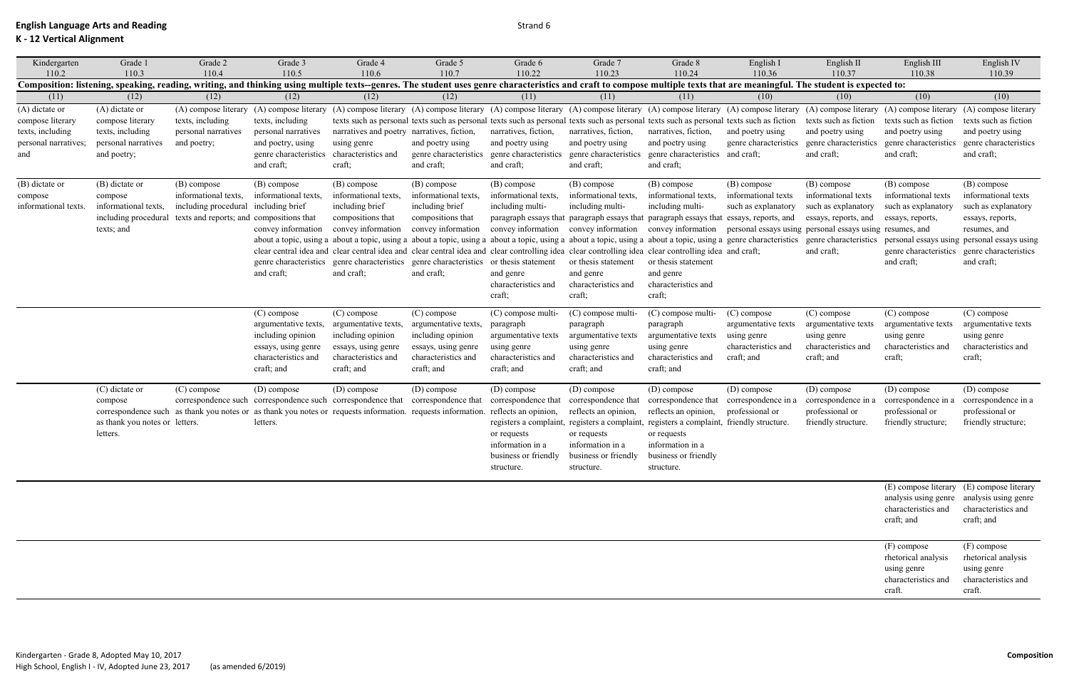**English Language Arts and Reading**
**K - 12 Vertical Alignment**

Strand 6

| Kindergarten 110.2 | Grade 1 110.3 | Grade 2 110.4 | Grade 3 110.5 | Grade 4 110.6 | Grade 5 110.7 | Grade 6 110.22 | Grade 7 110.23 | Grade 8 110.24 | English I 110.36 | English II 110.37 | English III 110.38 | English IV 110.39 |
|---|---|---|---|---|---|---|---|---|---|---|---|---|
| **Composition: listening, speaking, reading, writing, and thinking using multiple texts--genres. The student uses genre characteristics and craft to compose multiple texts that are meaningful. The student is expected to:** | | | | | | | | | | | | |
| (11) | (12) | (12) | (12) | (12) | (12) | (11) | (11) | (11) | (10) | (10) | (10) | (10) |
| (A) dictate or compose literary texts, including personal narratives; and | (A) dictate or compose literary texts, including personal narratives and poetry; | (A) compose literary texts, including personal narratives and poetry; | (A) compose literary texts, including personal narratives and poetry, using genre characteristics and craft; | (A) compose literary texts such as personal narratives and poetry using genre characteristics and craft; | (A) compose literary texts such as personal narratives, fiction, and poetry using genre characteristics and craft; | (A) compose literary texts such as personal narratives, fiction, and poetry using genre characteristics and craft; | (A) compose literary texts such as personal narratives, fiction, and poetry using genre characteristics and craft; | (A) compose literary texts such as personal narratives, fiction, and poetry using genre characteristics and craft; | (A) compose literary texts such as fiction and poetry using genre characteristics and craft; | (A) compose literary texts such as fiction and poetry using genre characteristics and craft; | (A) compose literary texts such as fiction and poetry using genre characteristics and craft; | (A) compose literary texts such as fiction and poetry using genre characteristics and craft; |
| (B) dictate or compose informational texts. | (B) dictate or compose informational texts, including procedural texts; and | (B) compose informational texts, including procedural texts and reports; and | (B) compose informational texts, including brief compositions that convey information about a topic, using a clear central idea and genre characteristics and craft; | (B) compose informational texts, including brief compositions that convey information about a topic, using a clear central idea and genre characteristics and craft; | (B) compose informational texts, including brief compositions that convey information about a topic, using a clear central idea and genre characteristics and craft; | (B) compose informational texts, including multi-paragraph essays that convey information about a topic, using a clear controlling idea or thesis statement and genre characteristics and craft; | (B) compose informational texts, including multi-paragraph essays that convey information about a topic, using a clear controlling idea or thesis statement and genre characteristics and craft; | (B) compose informational texts, including multi-paragraph essays that convey information about a topic, using a clear controlling idea or thesis statement and genre characteristics and craft; | (B) compose informational texts such as explanatory essays, reports, and personal essays using genre characteristics and craft; | (B) compose informational texts such as explanatory essays, reports, and personal essays using genre characteristics and craft; | (B) compose informational texts such as explanatory essays, reports, resumes, and personal essays using genre characteristics and craft; | (B) compose informational texts such as explanatory essays, reports, resumes, and personal essays using genre characteristics and craft; |
| | | | (C) compose argumentative texts, including opinion essays, using genre characteristics and craft; and | (C) compose argumentative texts, including opinion essays, using genre characteristics and craft; and | (C) compose argumentative texts, including opinion essays, using genre characteristics and craft; and | (C) compose multi-paragraph argumentative texts using genre characteristics and craft; and | (C) compose multi-paragraph argumentative texts using genre characteristics and craft; and | (C) compose multi-paragraph argumentative texts using genre characteristics and craft; and | (C) compose argumentative texts using genre characteristics and craft; and | (C) compose argumentative texts using genre characteristics and craft; and | (C) compose argumentative texts using genre characteristics and craft; | (C) compose argumentative texts using genre characteristics and craft; |
| | (C) dictate or compose correspondence such as thank you notes or letters. | (C) compose correspondence such as thank you notes or letters. | (D) compose correspondence such as thank you notes or letters. | (D) compose correspondence that requests information. | (D) compose correspondence that requests information. | (D) compose correspondence that reflects an opinion, registers a complaint, or requests information in a business or friendly structure. | (D) compose correspondence that reflects an opinion, registers a complaint, or requests information in a business or friendly structure. | (D) compose correspondence that reflects an opinion, registers a complaint, or requests information in a business or friendly structure. | (D) compose correspondence in a professional or friendly structure. | (D) compose correspondence in a professional or friendly structure. | (D) compose correspondence in a professional or friendly structure; | (D) compose correspondence in a professional or friendly structure; |
| | | | | | | | | | | | (E) compose literary analysis using genre characteristics and craft; and | (E) compose literary analysis using genre characteristics and craft; and |
| | | | | | | | | | | | (F) compose rhetorical analysis using genre characteristics and craft. | (F) compose rhetorical analysis using genre characteristics and craft. |

Kindergarten - Grade 8, Adopted May 10, 2017
High School, English I - IV, Adopted June 23, 2017 (as amended 6/2019)

**Composition**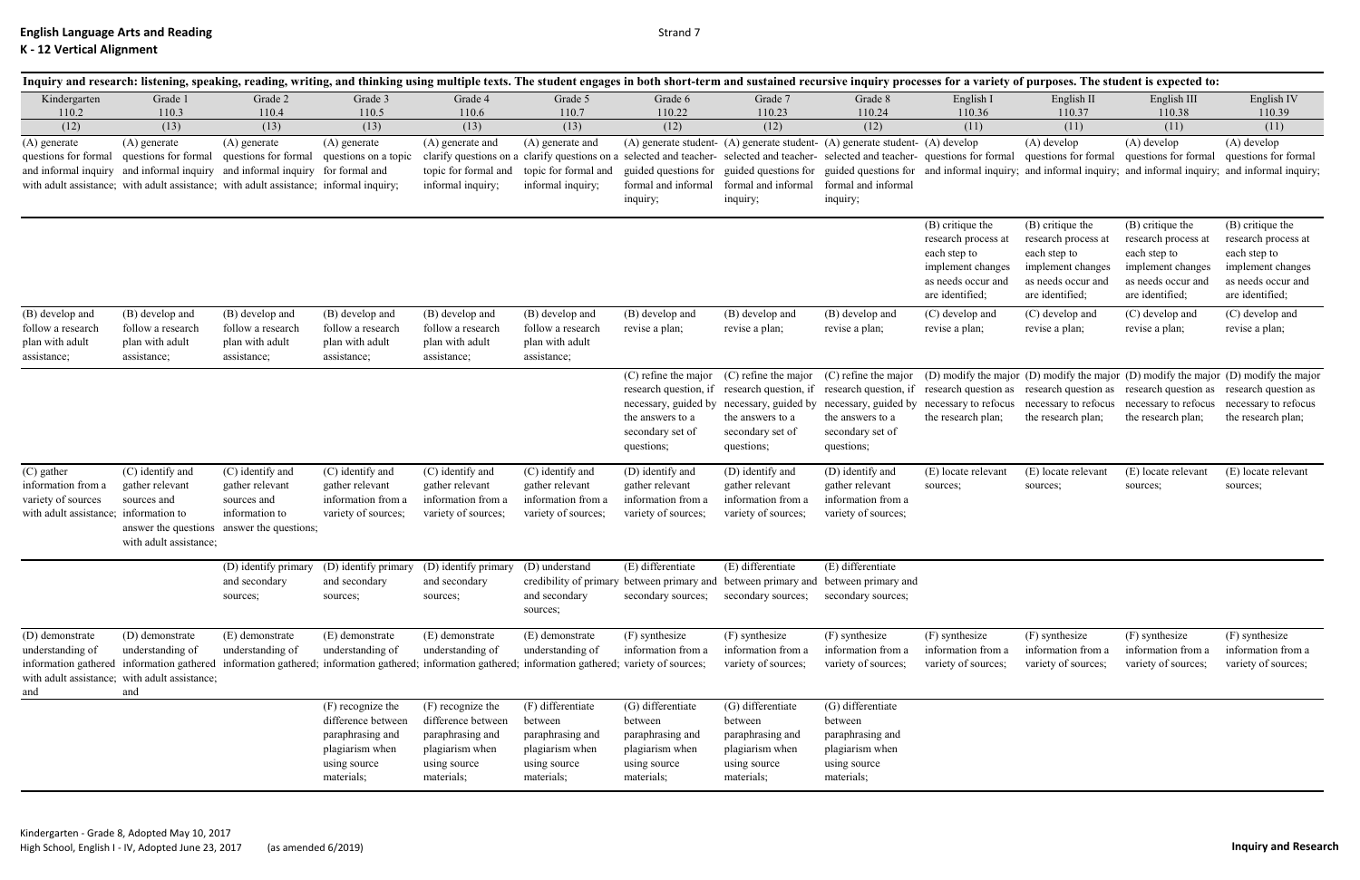**English Language Arts and Reading**
**K - 12 Vertical Alignment**

Strand 7

| Inquiry and research: listening, speaking, reading, writing, and thinking using multiple texts. The student engages in both short-term and sustained recursive inquiry processes for a variety of purposes. The student is expected to: | | | | | | | | | | | | |
|---|---|---|---|---|---|---|---|---|---|---|---|---|
| Kindergarten 110.2 (12) | Grade 1 110.3 (13) | Grade 2 110.4 (13) | Grade 3 110.5 (13) | Grade 4 110.6 (13) | Grade 5 110.7 (13) | Grade 6 110.22 (12) | Grade 7 110.23 (12) | Grade 8 110.24 (12) | English I 110.36 (11) | English II 110.37 (11) | English III 110.38 (11) | English IV 110.39 (11) |
| (A) generate questions for formal and informal inquiry with adult assistance; | (A) generate questions for formal and informal inquiry with adult assistance; | (A) generate questions for formal and informal inquiry with adult assistance; | (A) generate questions on a topic for formal and informal inquiry; | (A) generate and clarify questions on a topic for formal and informal inquiry; | (A) generate and clarify questions on a topic for formal and informal inquiry; | (A) generate student-selected and teacher-guided questions for formal and informal inquiry; | (A) generate student-selected and teacher-guided questions for formal and informal inquiry; | (A) generate student-selected and teacher-guided questions for formal and informal inquiry; | (A) develop questions for formal and informal inquiry; | (A) develop questions for formal and informal inquiry; | (A) develop questions for formal and informal inquiry; | (A) develop questions for formal and informal inquiry; |
| | | | | | | | | | (B) critique the research process at each step to implement changes as needs occur and are identified; | (B) critique the research process at each step to implement changes as needs occur and are identified; | (B) critique the research process at each step to implement changes as needs occur and are identified; | (B) critique the research process at each step to implement changes as needs occur and are identified; |
| (B) develop and follow a research plan with adult assistance; | (B) develop and follow a research plan with adult assistance; | (B) develop and follow a research plan with adult assistance; | (B) develop and follow a research plan with adult assistance; | (B) develop and follow a research plan with adult assistance; | (B) develop and follow a research plan with adult assistance; | (B) develop and revise a plan; | (B) develop and revise a plan; | (B) develop and revise a plan; | (C) develop and revise a plan; | (C) develop and revise a plan; | (C) develop and revise a plan; | (C) develop and revise a plan; |
| | | | | | | (C) refine the major research question, if necessary, guided by the answers to a secondary set of questions; | (C) refine the major research question, if necessary, guided by the answers to a secondary set of questions; | (C) refine the major research question, if necessary, guided by the answers to a secondary set of questions; | (D) modify the major research question as necessary to refocus the research plan; | (D) modify the major research question as necessary to refocus the research plan; | (D) modify the major research question as necessary to refocus the research plan; | (D) modify the major research question as necessary to refocus the research plan; |
| (C) gather information from a variety of sources with adult assistance; | (C) identify and gather relevant sources and information to answer the questions with adult assistance; | (C) identify and gather relevant sources and information to answer the questions; | (C) identify and gather relevant information from a variety of sources; | (C) identify and gather relevant information from a variety of sources; | (C) identify and gather relevant information from a variety of sources; | (D) identify and gather relevant information from a variety of sources; | (D) identify and gather relevant information from a variety of sources; | (D) identify and gather relevant information from a variety of sources; | (E) locate relevant sources; | (E) locate relevant sources; | (E) locate relevant sources; | (E) locate relevant sources; |
| | | (D) identify primary and secondary sources; | (D) identify primary and secondary sources; | (D) identify primary and secondary sources; | (D) understand credibility of primary and secondary sources; | (E) differentiate between primary and secondary sources; | (E) differentiate between primary and secondary sources; | (E) differentiate between primary and secondary sources; | | | | |
| (D) demonstrate understanding of information gathered with adult assistance; and | (D) demonstrate understanding of information gathered with adult assistance; and | (E) demonstrate understanding of information gathered; | (E) demonstrate understanding of information gathered; | (E) demonstrate understanding of information gathered; | (E) demonstrate understanding of information gathered; | (F) synthesize information from a variety of sources; | (F) synthesize information from a variety of sources; | (F) synthesize information from a variety of sources; | (F) synthesize information from a variety of sources; | (F) synthesize information from a variety of sources; | (F) synthesize information from a variety of sources; | (F) synthesize information from a variety of sources; |
| | | | (F) recognize the difference between paraphrasing and plagiarism when using source materials; | (F) recognize the difference between paraphrasing and plagiarism when using source materials; | (F) differentiate between paraphrasing and plagiarism when using source materials; | (G) differentiate between paraphrasing and plagiarism when using source materials; | (G) differentiate between paraphrasing and plagiarism when using source materials; | (G) differentiate between paraphrasing and plagiarism when using source materials; | | | | |

Kindergarten - Grade 8, Adopted May 10, 2017
High School, English I - IV, Adopted June 23, 2017 (as amended 6/2019)

**Inquiry and Research**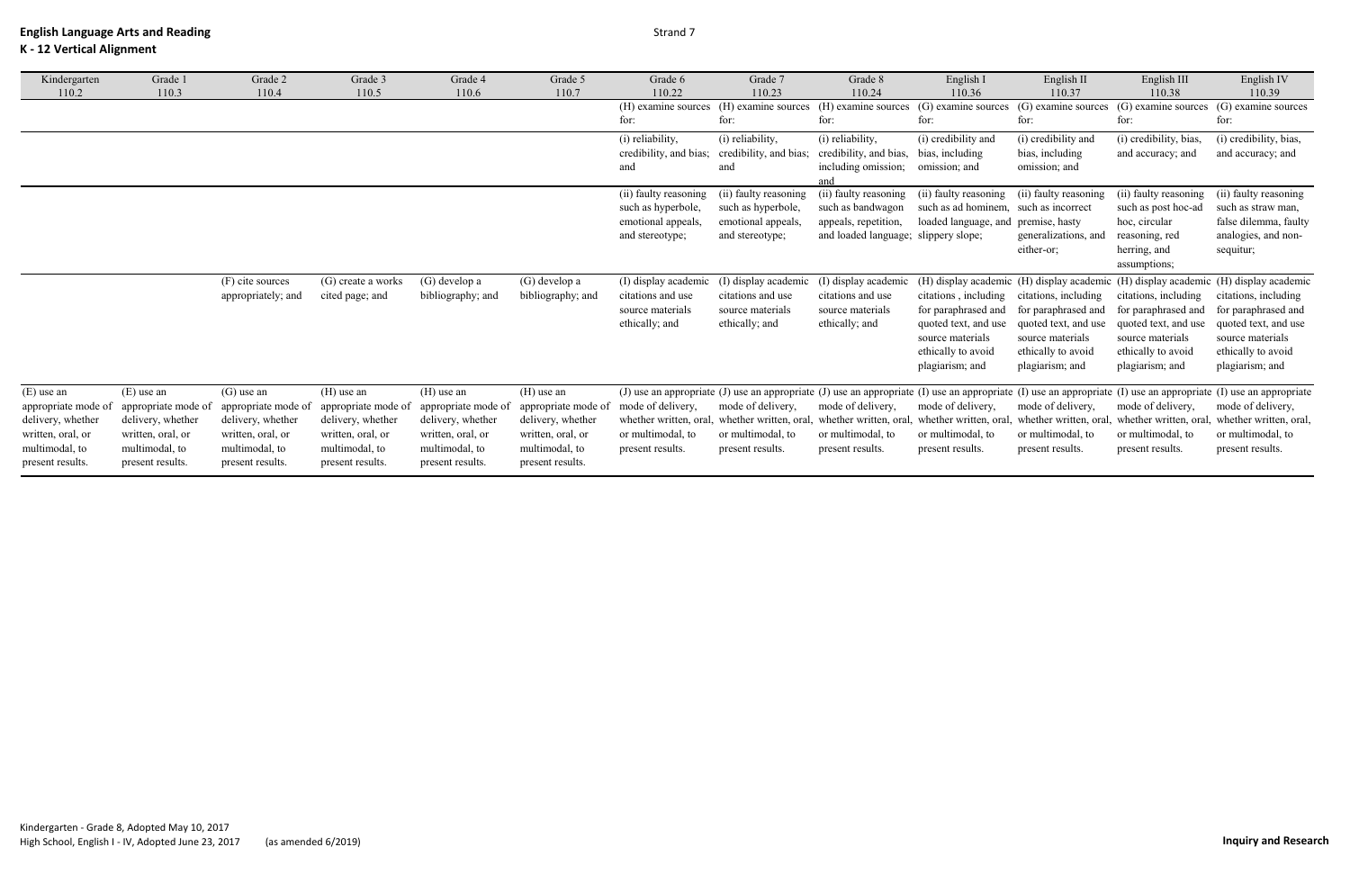**English Language Arts and Reading**
**K - 12 Vertical Alignment**

Strand 7

| Kindergarten 110.2 | Grade 1 110.3 | Grade 2 110.4 | Grade 3 110.5 | Grade 4 110.6 | Grade 5 110.7 | Grade 6 110.22 | Grade 7 110.23 | Grade 8 110.24 | English I 110.36 | English II 110.37 | English III 110.38 | English IV 110.39 |
|---|---|---|---|---|---|---|---|---|---|---|---|---|
| | | | | | | (H) examine sources for: | (H) examine sources for: | (H) examine sources for: | (G) examine sources for: | (G) examine sources for: | (G) examine sources for: | (G) examine sources for: |
| | | | | | | (i) reliability, credibility, and bias; and | (i) reliability, credibility, and bias; and | (i) reliability, credibility, and bias, including omission; and | (i) credibility and bias, including omission; and | (i) credibility and bias, including omission; and | (i) credibility, bias, and accuracy; and | (i) credibility, bias, and accuracy; and |
| | | | | | | (ii) faulty reasoning such as hyperbole, emotional appeals, and stereotype; | (ii) faulty reasoning such as hyperbole, emotional appeals, and stereotype; | (ii) faulty reasoning such as bandwagon appeals, repetition, and loaded language; | (ii) faulty reasoning such as ad hominem, loaded language, and slippery slope; | (ii) faulty reasoning such as incorrect premise, hasty generalizations, and either-or; | (ii) faulty reasoning such as post hoc-ad hoc, circular reasoning, red herring, and assumptions; | (ii) faulty reasoning such as straw man, false dilemma, faulty analogies, and non-sequitur; |
| | | (F) cite sources appropriately; and | (G) create a works cited page; and | (G) develop a bibliography; and | (G) develop a bibliography; and | (I) display academic citations and use source materials ethically; and | (I) display academic citations and use source materials ethically; and | (I) display academic citations and use source materials ethically; and | (H) display academic citations , including for paraphrased and quoted text, and use source materials ethically to avoid plagiarism; and | (H) display academic citations, including for paraphrased and quoted text, and use source materials ethically to avoid plagiarism; and | (H) display academic citations, including for paraphrased and quoted text, and use source materials ethically to avoid plagiarism; and | (H) display academic citations, including for paraphrased and quoted text, and use source materials ethically to avoid plagiarism; and |
| (E) use an appropriate mode of delivery, whether written, oral, or multimodal, to present results. | (E) use an appropriate mode of delivery, whether written, oral, or multimodal, to present results. | (G) use an appropriate mode of delivery, whether written, oral, or multimodal, to present results. | (H) use an appropriate mode of delivery, whether written, oral, or multimodal, to present results. | (H) use an appropriate mode of delivery, whether written, oral, or multimodal, to present results. | (H) use an appropriate mode of delivery, whether written, oral, or multimodal, to present results. | (J) use an appropriate mode of delivery, whether written, oral, or multimodal, to present results. | (J) use an appropriate mode of delivery, whether written, oral, or multimodal, to present results. | (J) use an appropriate mode of delivery, whether written, oral, or multimodal, to present results. | (I) use an appropriate mode of delivery, whether written, oral, or multimodal, to present results. | (I) use an appropriate mode of delivery, whether written, oral, or multimodal, to present results. | (I) use an appropriate mode of delivery, whether written, oral, or multimodal, to present results. | (I) use an appropriate mode of delivery, whether written, oral, or multimodal, to present results. |

Kindergarten - Grade 8, Adopted May 10, 2017
High School, English I - IV, Adopted June 23, 2017 (as amended 6/2019)

**Inquiry and Research**